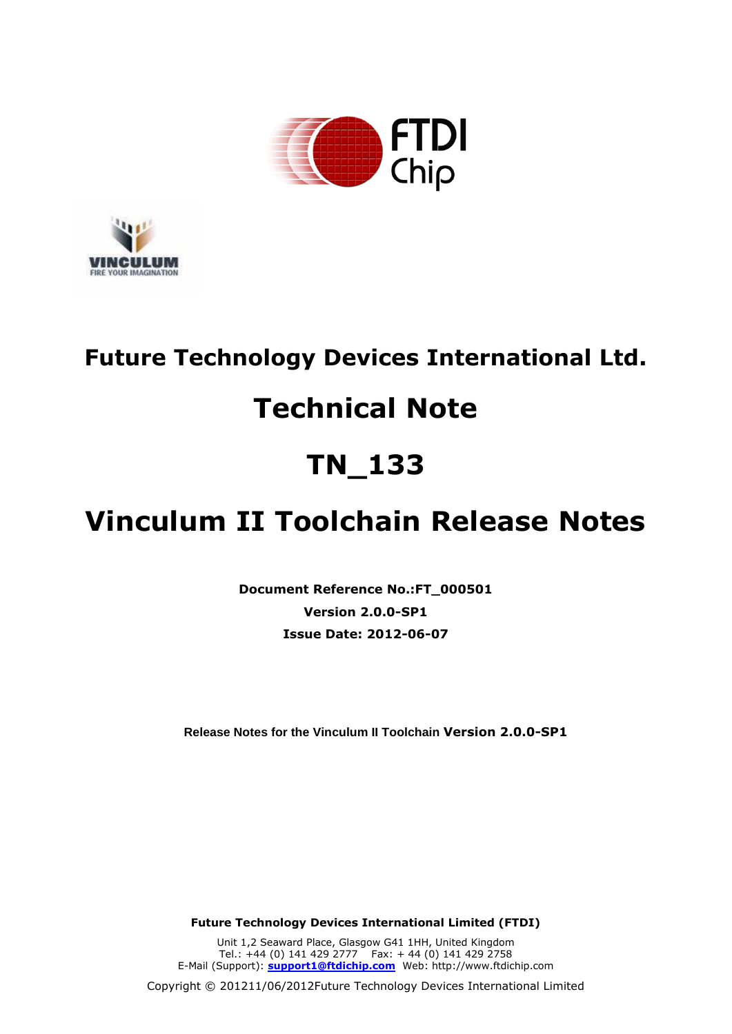# Future Technology Devices International Ltd.

# Technical Note

# TN_133

# Vinculum II Toolchain Release Notes

**Document Reference No.:FT_000501**

**Version 2.0.0-SP1**

**Issue Date: 2012-06-07**

Release Notes for the Vinculum II Toolchain **Version 2.0.0-SP1**

**Future Technology Devices International Limited (FTDI)**

Unit 1,2 Seaward Place, Glasgow G41 1HH, United Kingdom
Tel.: +44 (0) 141 429 2777 Fax: + 44 (0) 141 429 2758
E-Mail (Support): **support1@ftdichip.com** Web: http://www.ftdichip.com

Copyright © 201211/06/2012Future Technology Devices International Limited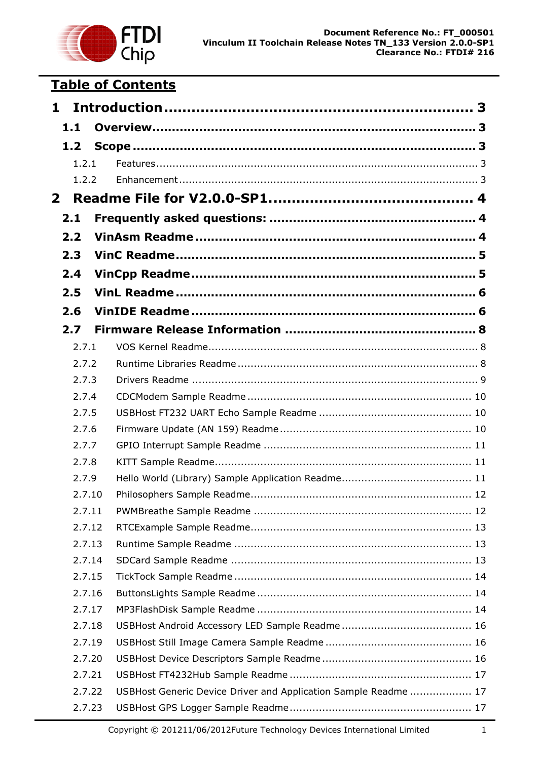## Table of Contents

**1 Introduction ........................................................ 3**

**1.1 Overview ........................................................ 3**

**1.2 Scope ........................................................ 3**

1.2.1 Features ........................................................ 3

1.2.2 Enhancement ........................................................ 3

**2 Readme File for V2.0.0-SP1 ........................................................ 4**

**2.1 Frequently asked questions: ........................................................ 4**

**2.2 VinAsm Readme ........................................................ 4**

**2.3 VinC Readme ........................................................ 5**

**2.4 VinCpp Readme ........................................................ 5**

**2.5 VinL Readme ........................................................ 6**

**2.6 VinIDE Readme ........................................................ 6**

**2.7 Firmware Release Information ........................................................ 8**

2.7.1 VOS Kernel Readme ........................................................ 8

2.7.2 Runtime Libraries Readme ........................................................ 8

2.7.3 Drivers Readme ........................................................ 9

2.7.4 CDCModem Sample Readme ........................................................ 10

2.7.5 USBHost FT232 UART Echo Sample Readme ........................................................ 10

2.7.6 Firmware Update (AN 159) Readme ........................................................ 10

2.7.7 GPIO Interrupt Sample Readme ........................................................ 11

2.7.8 KITT Sample Readme ........................................................ 11

2.7.9 Hello World (Library) Sample Application Readme ........................................................ 11

2.7.10 Philosophers Sample Readme ........................................................ 12

2.7.11 PWMBreathe Sample Readme ........................................................ 12

2.7.12 RTCExample Sample Readme ........................................................ 13

2.7.13 Runtime Sample Readme ........................................................ 13

2.7.14 SDCard Sample Readme ........................................................ 13

2.7.15 TickTock Sample Readme ........................................................ 14

2.7.16 ButtonsLights Sample Readme ........................................................ 14

2.7.17 MP3FlashDisk Sample Readme ........................................................ 14

2.7.18 USBHost Android Accessory LED Sample Readme ........................................................ 16

2.7.19 USBHost Still Image Camera Sample Readme ........................................................ 16

2.7.20 USBHost Device Descriptors Sample Readme ........................................................ 16

2.7.21 USBHost FT4232Hub Sample Readme ........................................................ 17

2.7.22 USBHost Generic Device Driver and Application Sample Readme ........................................................ 17

2.7.23 USBHost GPS Logger Sample Readme ........................................................ 17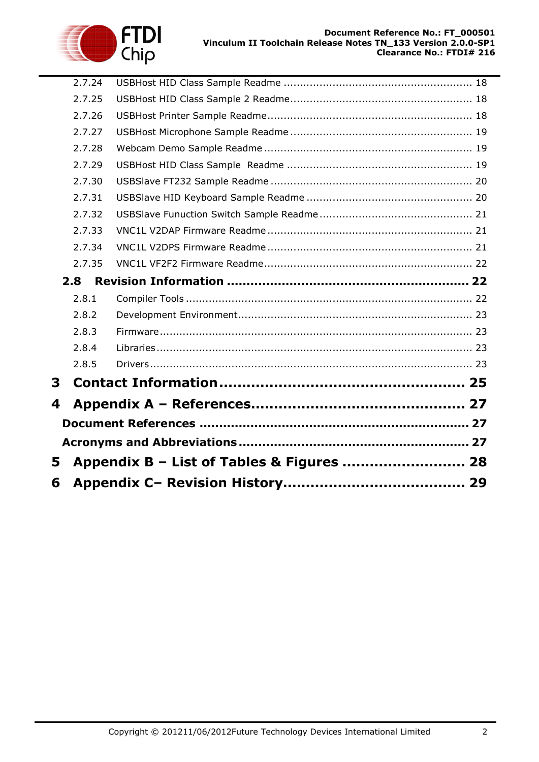2.7.24 USBHost HID Class Sample Readme ........................................................ 18

2.7.25 USBHost HID Class Sample 2 Readme...................................................... 18

2.7.26 USBHost Printer Sample Readme............................................................. 18

2.7.27 USBHost Microphone Sample Readme ...................................................... 19

2.7.28 Webcam Demo Sample Readme .............................................................. 19

2.7.29 USBHost HID Class Sample  Readme ....................................................... 19

2.7.30 USBSlave FT232 Sample Readme ............................................................ 20

2.7.31 USBSlave HID Keyboard Sample Readme .................................................. 20

2.7.32 USBSlave Funuction Switch Sample Readme .............................................. 21

2.7.33 VNC1L V2DAP Firmware Readme ............................................................. 21

2.7.34 VNC1L V2DPS Firmware Readme ............................................................. 21

2.7.35 VNC1L VF2F2 Firmware Readme.............................................................. 22

**2.8 Revision Information .......................................................... 22**

2.8.1 Compiler Tools ...................................................................................... 22

2.8.2 Development Environment...................................................................... 23

2.8.3 Firmware.............................................................................................. 23

2.8.4 Libraries............................................................................................... 23

2.8.5 Drivers................................................................................................. 23

**3 Contact Information.................................................... 25**

**4 Appendix A – References............................................. 27**

**Document References .................................................................. 27**

**Acronyms and Abbreviations ........................................................ 27**

**5 Appendix B – List of Tables & Figures .......................... 28**

**6 Appendix C– Revision History...................................... 29**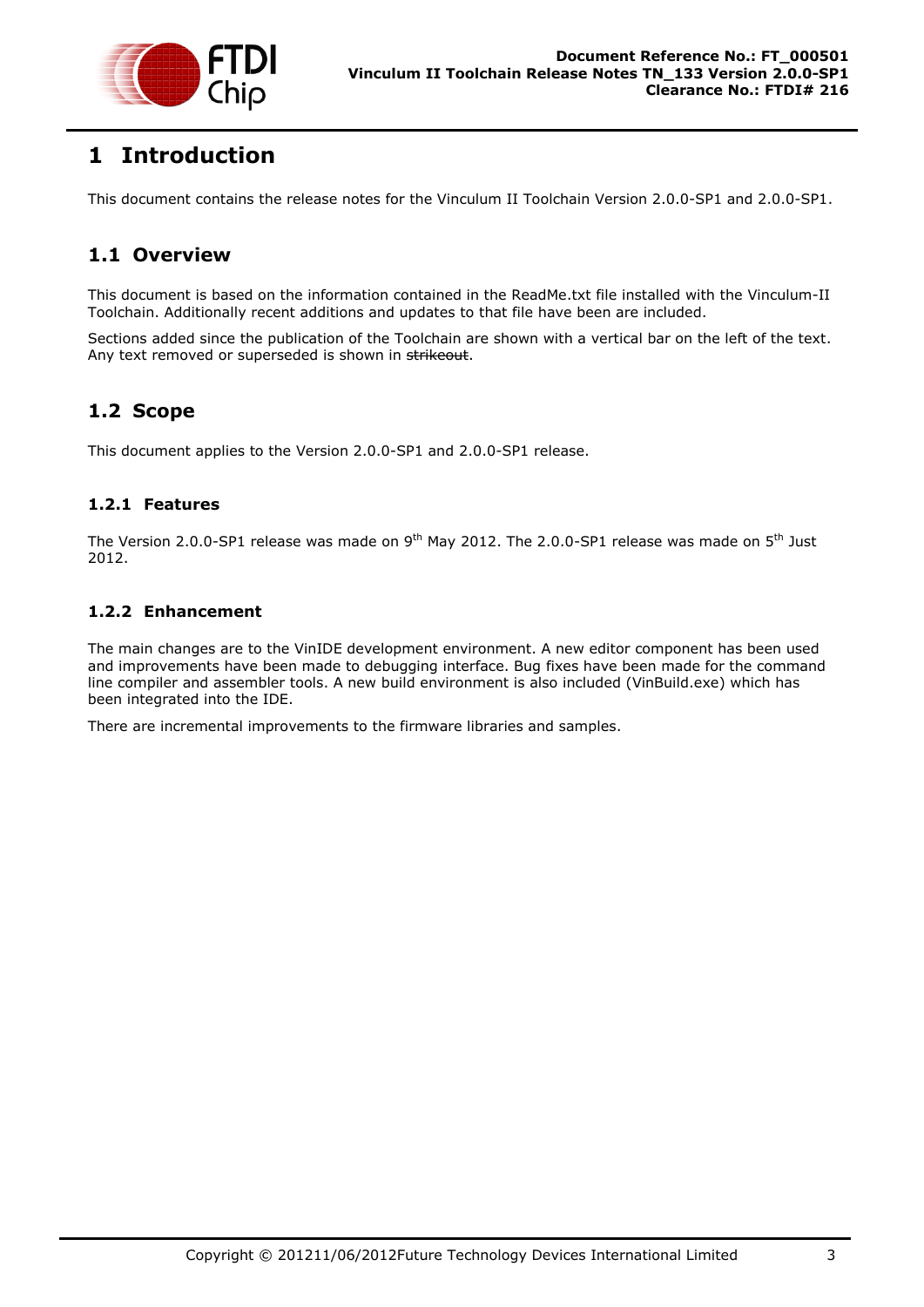# 1 Introduction

This document contains the release notes for the Vinculum II Toolchain Version 2.0.0-SP1 and 2.0.0-SP1.

## 1.1 Overview

This document is based on the information contained in the ReadMe.txt file installed with the Vinculum-II Toolchain. Additionally recent additions and updates to that file have been are included.

Sections added since the publication of the Toolchain are shown with a vertical bar on the left of the text. Any text removed or superseded is shown in ~~strikeout~~.

## 1.2 Scope

This document applies to the Version 2.0.0-SP1 and 2.0.0-SP1 release.

### 1.2.1 Features

The Version 2.0.0-SP1 release was made on 9th May 2012. The 2.0.0-SP1 release was made on 5th Just 2012.

### 1.2.2 Enhancement

The main changes are to the VinIDE development environment. A new editor component has been used and improvements have been made to debugging interface. Bug fixes have been made for the command line compiler and assembler tools. A new build environment is also included (VinBuild.exe) which has been integrated into the IDE.

There are incremental improvements to the firmware libraries and samples.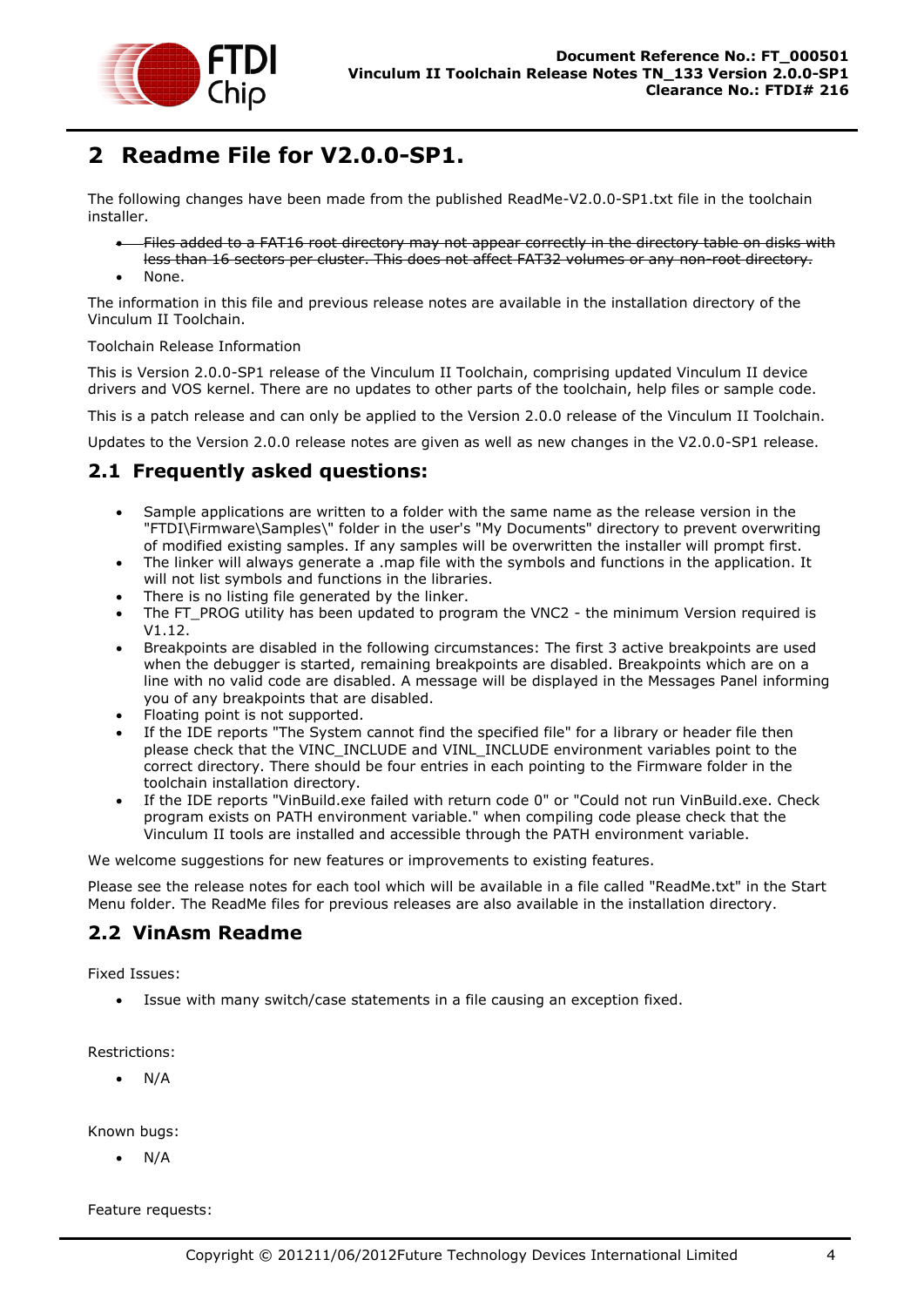## 2 Readme File for V2.0.0-SP1.

The following changes have been made from the published ReadMe-V2.0.0-SP1.txt file in the toolchain installer.

- ~~Files added to a FAT16 root directory may not appear correctly in the directory table on disks with less than 16 sectors per cluster. This does not affect FAT32 volumes or any non-root directory.~~
- None.

The information in this file and previous release notes are available in the installation directory of the Vinculum II Toolchain.

Toolchain Release Information

This is Version 2.0.0-SP1 release of the Vinculum II Toolchain, comprising updated Vinculum II device drivers and VOS kernel. There are no updates to other parts of the toolchain, help files or sample code.

This is a patch release and can only be applied to the Version 2.0.0 release of the Vinculum II Toolchain.

Updates to the Version 2.0.0 release notes are given as well as new changes in the V2.0.0-SP1 release.

### 2.1 Frequently asked questions:

- Sample applications are written to a folder with the same name as the release version in the "FTDI\Firmware\Samples\" folder in the user's "My Documents" directory to prevent overwriting of modified existing samples. If any samples will be overwritten the installer will prompt first.
- The linker will always generate a .map file with the symbols and functions in the application. It will not list symbols and functions in the libraries.
- There is no listing file generated by the linker.
- The FT_PROG utility has been updated to program the VNC2 - the minimum Version required is V1.12.
- Breakpoints are disabled in the following circumstances: The first 3 active breakpoints are used when the debugger is started, remaining breakpoints are disabled. Breakpoints which are on a line with no valid code are disabled. A message will be displayed in the Messages Panel informing you of any breakpoints that are disabled.
- Floating point is not supported.
- If the IDE reports "The System cannot find the specified file" for a library or header file then please check that the VINC_INCLUDE and VINL_INCLUDE environment variables point to the correct directory. There should be four entries in each pointing to the Firmware folder in the toolchain installation directory.
- If the IDE reports "VinBuild.exe failed with return code 0" or "Could not run VinBuild.exe. Check program exists on PATH environment variable." when compiling code please check that the Vinculum II tools are installed and accessible through the PATH environment variable.

We welcome suggestions for new features or improvements to existing features.

Please see the release notes for each tool which will be available in a file called "ReadMe.txt" in the Start Menu folder. The ReadMe files for previous releases are also available in the installation directory.

### 2.2 VinAsm Readme

Fixed Issues:

- Issue with many switch/case statements in a file causing an exception fixed.

Restrictions:

- N/A

Known bugs:

- N/A

Feature requests: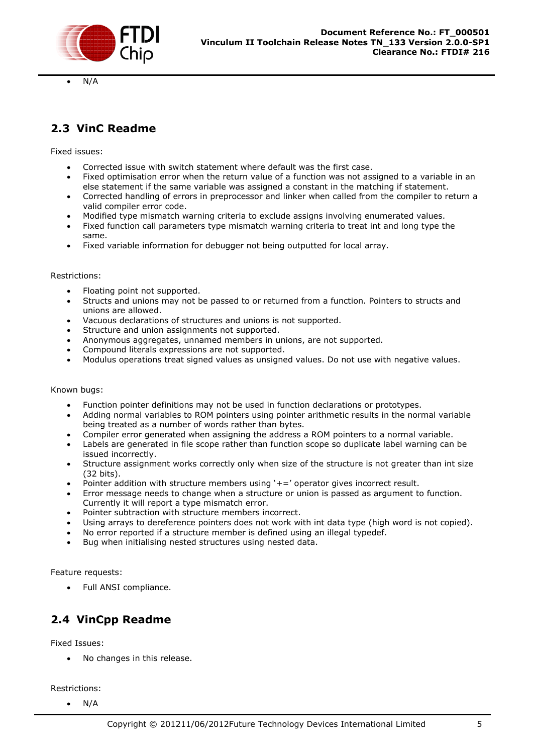- N/A

## 2.3 VinC Readme

Fixed issues:

- Corrected issue with switch statement where default was the first case.
- Fixed optimisation error when the return value of a function was not assigned to a variable in an else statement if the same variable was assigned a constant in the matching if statement.
- Corrected handling of errors in preprocessor and linker when called from the compiler to return a valid compiler error code.
- Modified type mismatch warning criteria to exclude assigns involving enumerated values.
- Fixed function call parameters type mismatch warning criteria to treat int and long type the same.
- Fixed variable information for debugger not being outputted for local array.

Restrictions:

- Floating point not supported.
- Structs and unions may not be passed to or returned from a function. Pointers to structs and unions are allowed.
- Vacuous declarations of structures and unions is not supported.
- Structure and union assignments not supported.
- Anonymous aggregates, unnamed members in unions, are not supported.
- Compound literals expressions are not supported.
- Modulus operations treat signed values as unsigned values. Do not use with negative values.

Known bugs:

- Function pointer definitions may not be used in function declarations or prototypes.
- Adding normal variables to ROM pointers using pointer arithmetic results in the normal variable being treated as a number of words rather than bytes.
- Compiler error generated when assigning the address a ROM pointers to a normal variable.
- Labels are generated in file scope rather than function scope so duplicate label warning can be issued incorrectly.
- Structure assignment works correctly only when size of the structure is not greater than int size (32 bits).
- Pointer addition with structure members using '+=' operator gives incorrect result.
- Error message needs to change when a structure or union is passed as argument to function. Currently it will report a type mismatch error.
- Pointer subtraction with structure members incorrect.
- Using arrays to dereference pointers does not work with int data type (high word is not copied).
- No error reported if a structure member is defined using an illegal typedef.
- Bug when initialising nested structures using nested data.

Feature requests:

- Full ANSI compliance.

## 2.4 VinCpp Readme

Fixed Issues:

- No changes in this release.

Restrictions:

- N/A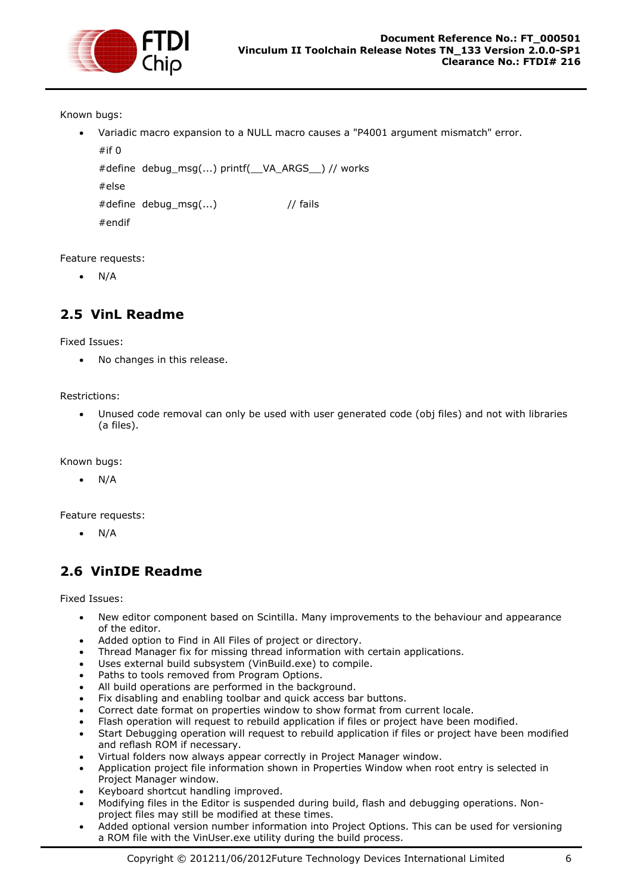Known bugs:

- Variadic macro expansion to a NULL macro causes a "P4001 argument mismatch" error.

```
#if 0
#define  debug_msg(...) printf(__VA_ARGS__) // works
#else
#define  debug_msg(...)                // fails
#endif
```

Feature requests:

- N/A

## 2.5 VinL Readme

Fixed Issues:

- No changes in this release.

Restrictions:

- Unused code removal can only be used with user generated code (obj files) and not with libraries (a files).

Known bugs:

- N/A

Feature requests:

- N/A

## 2.6 VinIDE Readme

Fixed Issues:

- New editor component based on Scintilla. Many improvements to the behaviour and appearance of the editor.
- Added option to Find in All Files of project or directory.
- Thread Manager fix for missing thread information with certain applications.
- Uses external build subsystem (VinBuild.exe) to compile.
- Paths to tools removed from Program Options.
- All build operations are performed in the background.
- Fix disabling and enabling toolbar and quick access bar buttons.
- Correct date format on properties window to show format from current locale.
- Flash operation will request to rebuild application if files or project have been modified.
- Start Debugging operation will request to rebuild application if files or project have been modified and reflash ROM if necessary.
- Virtual folders now always appear correctly in Project Manager window.
- Application project file information shown in Properties Window when root entry is selected in Project Manager window.
- Keyboard shortcut handling improved.
- Modifying files in the Editor is suspended during build, flash and debugging operations. Non-project files may still be modified at these times.
- Added optional version number information into Project Options. This can be used for versioning a ROM file with the VinUser.exe utility during the build process.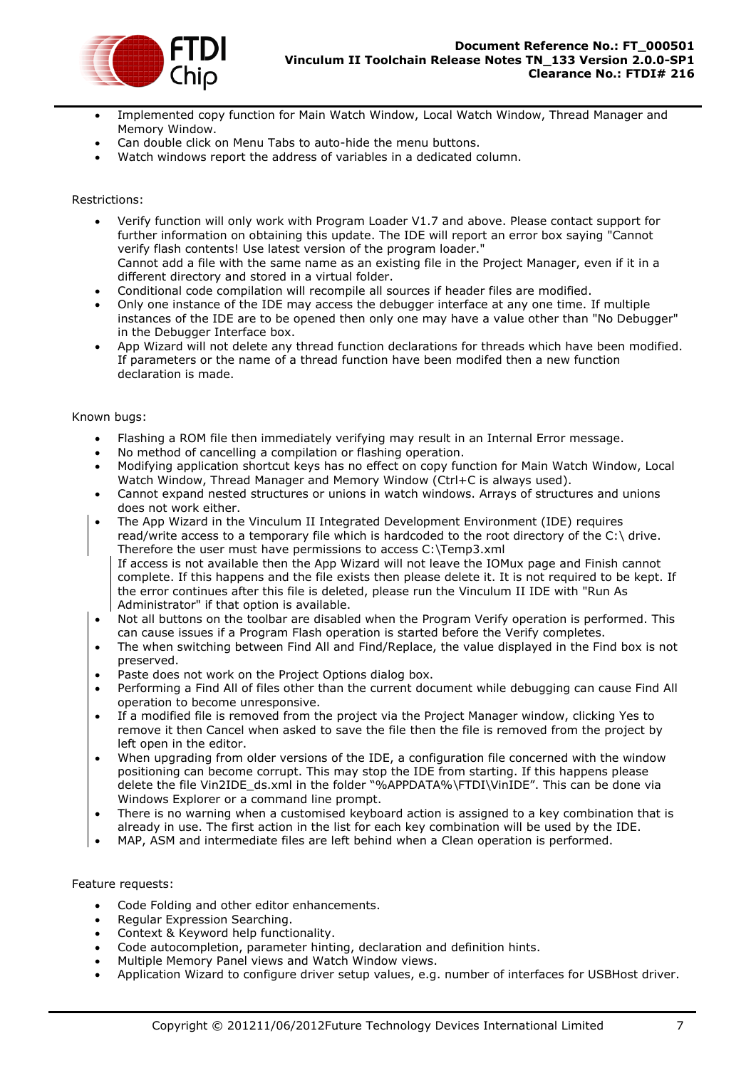- Implemented copy function for Main Watch Window, Local Watch Window, Thread Manager and Memory Window.
- Can double click on Menu Tabs to auto-hide the menu buttons.
- Watch windows report the address of variables in a dedicated column.

Restrictions:

- Verify function will only work with Program Loader V1.7 and above. Please contact support for further information on obtaining this update. The IDE will report an error box saying "Cannot verify flash contents! Use latest version of the program loader."
  Cannot add a file with the same name as an existing file in the Project Manager, even if it in a different directory and stored in a virtual folder.
- Conditional code compilation will recompile all sources if header files are modified.
- Only one instance of the IDE may access the debugger interface at any one time. If multiple instances of the IDE are to be opened then only one may have a value other than "No Debugger" in the Debugger Interface box.
- App Wizard will not delete any thread function declarations for threads which have been modified. If parameters or the name of a thread function have been modifed then a new function declaration is made.

Known bugs:

- Flashing a ROM file then immediately verifying may result in an Internal Error message.
- No method of cancelling a compilation or flashing operation.
- Modifying application shortcut keys has no effect on copy function for Main Watch Window, Local Watch Window, Thread Manager and Memory Window (Ctrl+C is always used).
- Cannot expand nested structures or unions in watch windows. Arrays of structures and unions does not work either.
- The App Wizard in the Vinculum II Integrated Development Environment (IDE) requires read/write access to a temporary file which is hardcoded to the root directory of the C:\ drive. Therefore the user must have permissions to access C:\Temp3.xml
  If access is not available then the App Wizard will not leave the IOMux page and Finish cannot complete. If this happens and the file exists then please delete it. It is not required to be kept. If the error continues after this file is deleted, please run the Vinculum II IDE with "Run As Administrator" if that option is available.
- Not all buttons on the toolbar are disabled when the Program Verify operation is performed. This can cause issues if a Program Flash operation is started before the Verify completes.
- The when switching between Find All and Find/Replace, the value displayed in the Find box is not preserved.
- Paste does not work on the Project Options dialog box.
- Performing a Find All of files other than the current document while debugging can cause Find All operation to become unresponsive.
- If a modified file is removed from the project via the Project Manager window, clicking Yes to remove it then Cancel when asked to save the file then the file is removed from the project by left open in the editor.
- When upgrading from older versions of the IDE, a configuration file concerned with the window positioning can become corrupt. This may stop the IDE from starting. If this happens please delete the file Vin2IDE_ds.xml in the folder "%APPDATA%\FTDI\VinIDE". This can be done via Windows Explorer or a command line prompt.
- There is no warning when a customised keyboard action is assigned to a key combination that is already in use. The first action in the list for each key combination will be used by the IDE.
- MAP, ASM and intermediate files are left behind when a Clean operation is performed.

Feature requests:

- Code Folding and other editor enhancements.
- Regular Expression Searching.
- Context & Keyword help functionality.
- Code autocompletion, parameter hinting, declaration and definition hints.
- Multiple Memory Panel views and Watch Window views.
- Application Wizard to configure driver setup values, e.g. number of interfaces for USBHost driver.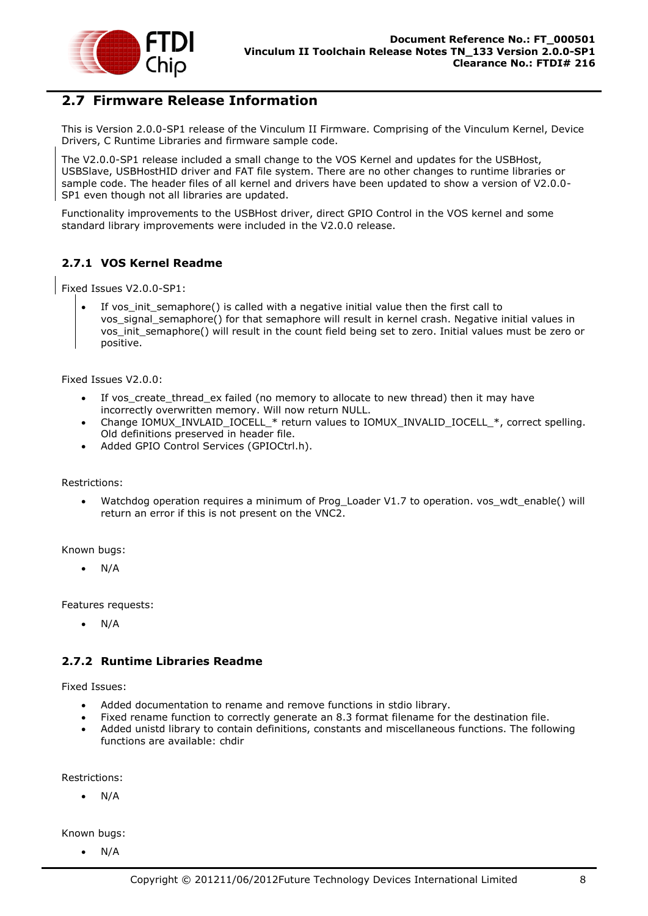## 2.7 Firmware Release Information

This is Version 2.0.0-SP1 release of the Vinculum II Firmware. Comprising of the Vinculum Kernel, Device Drivers, C Runtime Libraries and firmware sample code.

The V2.0.0-SP1 release included a small change to the VOS Kernel and updates for the USBHost, USBSlave, USBHostHID driver and FAT file system. There are no other changes to runtime libraries or sample code. The header files of all kernel and drivers have been updated to show a version of V2.0.0-SP1 even though not all libraries are updated.

Functionality improvements to the USBHost driver, direct GPIO Control in the VOS kernel and some standard library improvements were included in the V2.0.0 release.

### 2.7.1 VOS Kernel Readme

Fixed Issues V2.0.0-SP1:

- If vos_init_semaphore() is called with a negative initial value then the first call to vos_signal_semaphore() for that semaphore will result in kernel crash. Negative initial values in vos_init_semaphore() will result in the count field being set to zero. Initial values must be zero or positive.

Fixed Issues V2.0.0:

- If vos_create_thread_ex failed (no memory to allocate to new thread) then it may have incorrectly overwritten memory. Will now return NULL.
- Change IOMUX_INVLAID_IOCELL_* return values to IOMUX_INVALID_IOCELL_*, correct spelling. Old definitions preserved in header file.
- Added GPIO Control Services (GPIOCtrl.h).

Restrictions:

- Watchdog operation requires a minimum of Prog_Loader V1.7 to operation. vos_wdt_enable() will return an error if this is not present on the VNC2.

Known bugs:

- N/A

Features requests:

- N/A

### 2.7.2 Runtime Libraries Readme

Fixed Issues:

- Added documentation to rename and remove functions in stdio library.
- Fixed rename function to correctly generate an 8.3 format filename for the destination file.
- Added unistd library to contain definitions, constants and miscellaneous functions. The following functions are available: chdir

Restrictions:

- N/A

Known bugs:

- N/A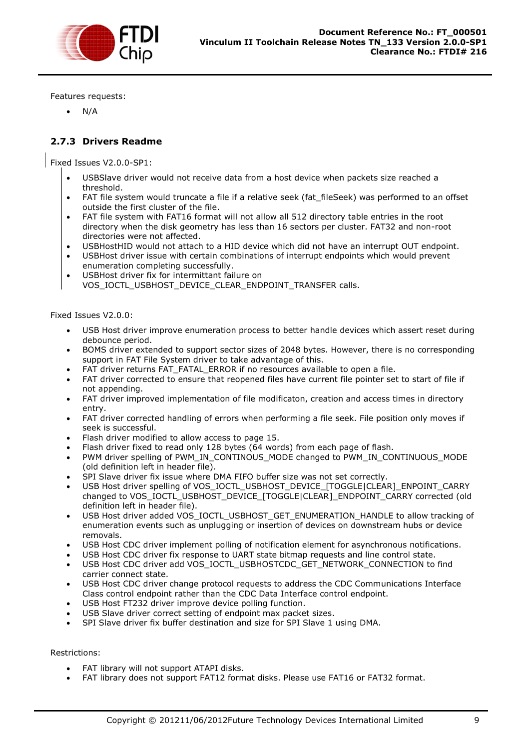Features requests:

- N/A

### 2.7.3 Drivers Readme

Fixed Issues V2.0.0-SP1:

- USBSlave driver would not receive data from a host device when packets size reached a threshold.
- FAT file system would truncate a file if a relative seek (fat_fileSeek) was performed to an offset outside the first cluster of the file.
- FAT file system with FAT16 format will not allow all 512 directory table entries in the root directory when the disk geometry has less than 16 sectors per cluster. FAT32 and non-root directories were not affected.
- USBHostHID would not attach to a HID device which did not have an interrupt OUT endpoint.
- USBHost driver issue with certain combinations of interrupt endpoints which would prevent enumeration completing successfully.
- USBHost driver fix for intermittant failure on VOS_IOCTL_USBHOST_DEVICE_CLEAR_ENDPOINT_TRANSFER calls.

Fixed Issues V2.0.0:

- USB Host driver improve enumeration process to better handle devices which assert reset during debounce period.
- BOMS driver extended to support sector sizes of 2048 bytes. However, there is no corresponding support in FAT File System driver to take advantage of this.
- FAT driver returns FAT_FATAL_ERROR if no resources available to open a file.
- FAT driver corrected to ensure that reopened files have current file pointer set to start of file if not appending.
- FAT driver improved implementation of file modificaton, creation and access times in directory entry.
- FAT driver corrected handling of errors when performing a file seek. File position only moves if seek is successful.
- Flash driver modified to allow access to page 15.
- Flash driver fixed to read only 128 bytes (64 words) from each page of flash.
- PWM driver spelling of PWM_IN_CONTINOUS_MODE changed to PWM_IN_CONTINUOUS_MODE (old definition left in header file).
- SPI Slave driver fix issue where DMA FIFO buffer size was not set correctly.
- USB Host driver spelling of VOS_IOCTL_USBHOST_DEVICE_[TOGGLE|CLEAR]_ENPOINT_CARRY changed to VOS_IOCTL_USBHOST_DEVICE_[TOGGLE|CLEAR]_ENDPOINT_CARRY corrected (old definition left in header file).
- USB Host driver added VOS_IOCTL_USBHOST_GET_ENUMERATION_HANDLE to allow tracking of enumeration events such as unplugging or insertion of devices on downstream hubs or device removals.
- USB Host CDC driver implement polling of notification element for asynchronous notifications.
- USB Host CDC driver fix response to UART state bitmap requests and line control state.
- USB Host CDC driver add VOS_IOCTL_USBHOSTCDC_GET_NETWORK_CONNECTION to find carrier connect state.
- USB Host CDC driver change protocol requests to address the CDC Communications Interface Class control endpoint rather than the CDC Data Interface control endpoint.
- USB Host FT232 driver improve device polling function.
- USB Slave driver correct setting of endpoint max packet sizes.
- SPI Slave driver fix buffer destination and size for SPI Slave 1 using DMA.

Restrictions:

- FAT library will not support ATAPI disks.
- FAT library does not support FAT12 format disks. Please use FAT16 or FAT32 format.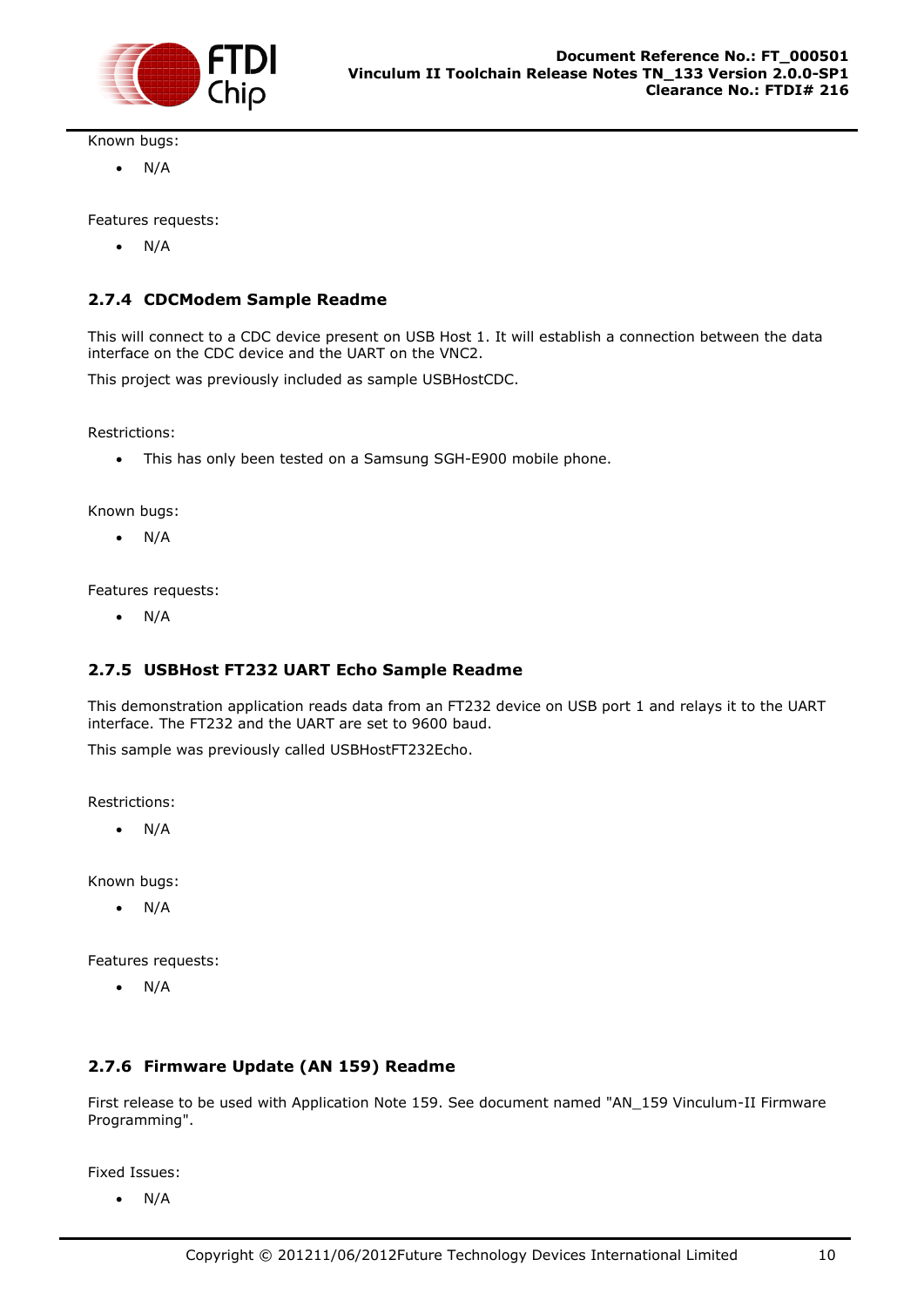Known bugs:

- N/A

Features requests:

- N/A

### 2.7.4 CDCModem Sample Readme

This will connect to a CDC device present on USB Host 1. It will establish a connection between the data interface on the CDC device and the UART on the VNC2.

This project was previously included as sample USBHostCDC.

Restrictions:

- This has only been tested on a Samsung SGH-E900 mobile phone.

Known bugs:

- N/A

Features requests:

- N/A

### 2.7.5 USBHost FT232 UART Echo Sample Readme

This demonstration application reads data from an FT232 device on USB port 1 and relays it to the UART interface. The FT232 and the UART are set to 9600 baud.

This sample was previously called USBHostFT232Echo.

Restrictions:

- N/A

Known bugs:

- N/A

Features requests:

- N/A

### 2.7.6 Firmware Update (AN 159) Readme

First release to be used with Application Note 159. See document named "AN_159 Vinculum-II Firmware Programming".

Fixed Issues:

- N/A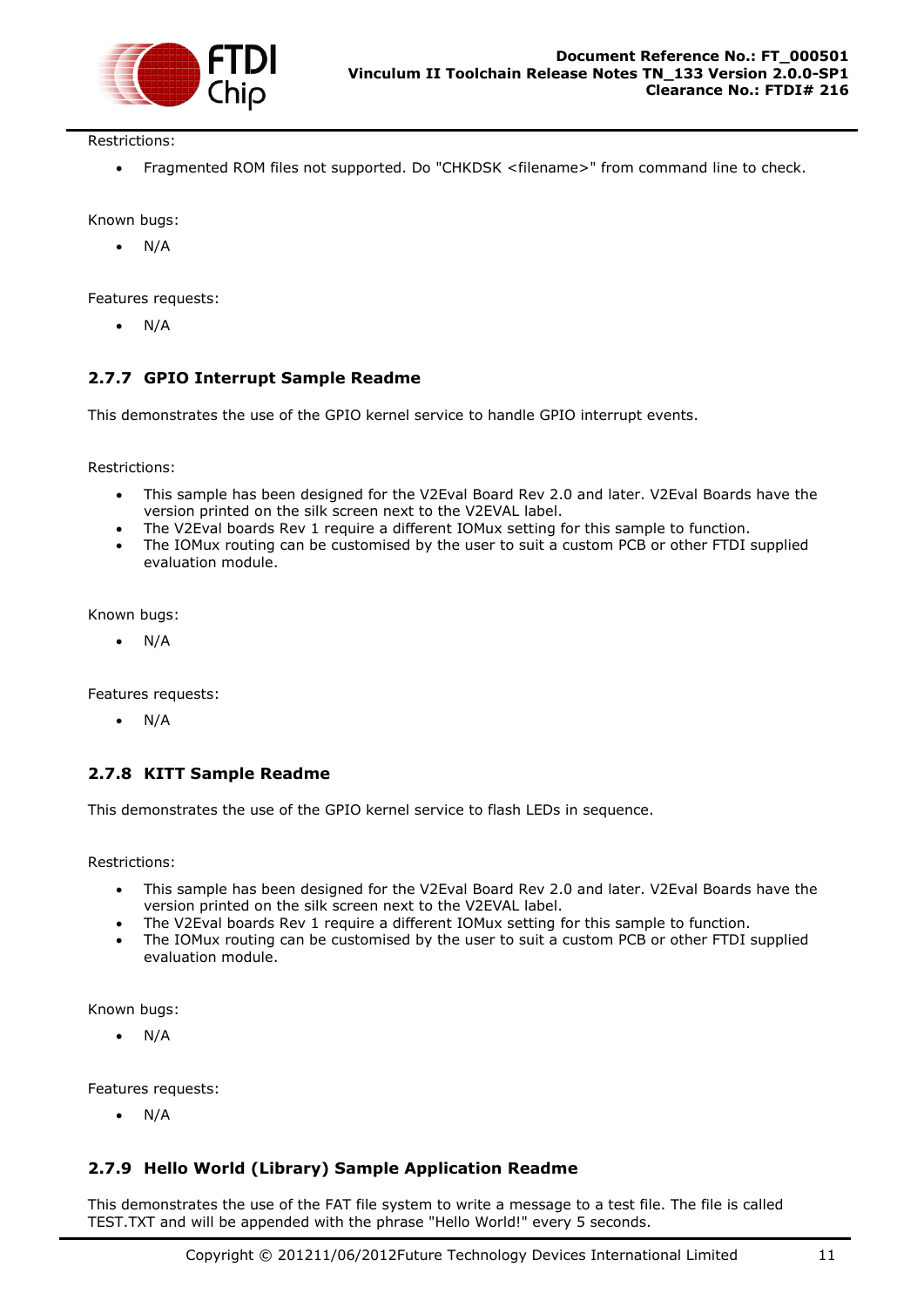Restrictions:

- Fragmented ROM files not supported. Do "CHKDSK <filename>" from command line to check.

Known bugs:

- N/A

Features requests:

- N/A

### 2.7.7 GPIO Interrupt Sample Readme

This demonstrates the use of the GPIO kernel service to handle GPIO interrupt events.

Restrictions:

- This sample has been designed for the V2Eval Board Rev 2.0 and later. V2Eval Boards have the version printed on the silk screen next to the V2EVAL label.
- The V2Eval boards Rev 1 require a different IOMux setting for this sample to function.
- The IOMux routing can be customised by the user to suit a custom PCB or other FTDI supplied evaluation module.

Known bugs:

- N/A

Features requests:

- N/A

### 2.7.8 KITT Sample Readme

This demonstrates the use of the GPIO kernel service to flash LEDs in sequence.

Restrictions:

- This sample has been designed for the V2Eval Board Rev 2.0 and later. V2Eval Boards have the version printed on the silk screen next to the V2EVAL label.
- The V2Eval boards Rev 1 require a different IOMux setting for this sample to function.
- The IOMux routing can be customised by the user to suit a custom PCB or other FTDI supplied evaluation module.

Known bugs:

- N/A

Features requests:

- N/A

### 2.7.9 Hello World (Library) Sample Application Readme

This demonstrates the use of the FAT file system to write a message to a test file. The file is called TEST.TXT and will be appended with the phrase "Hello World!" every 5 seconds.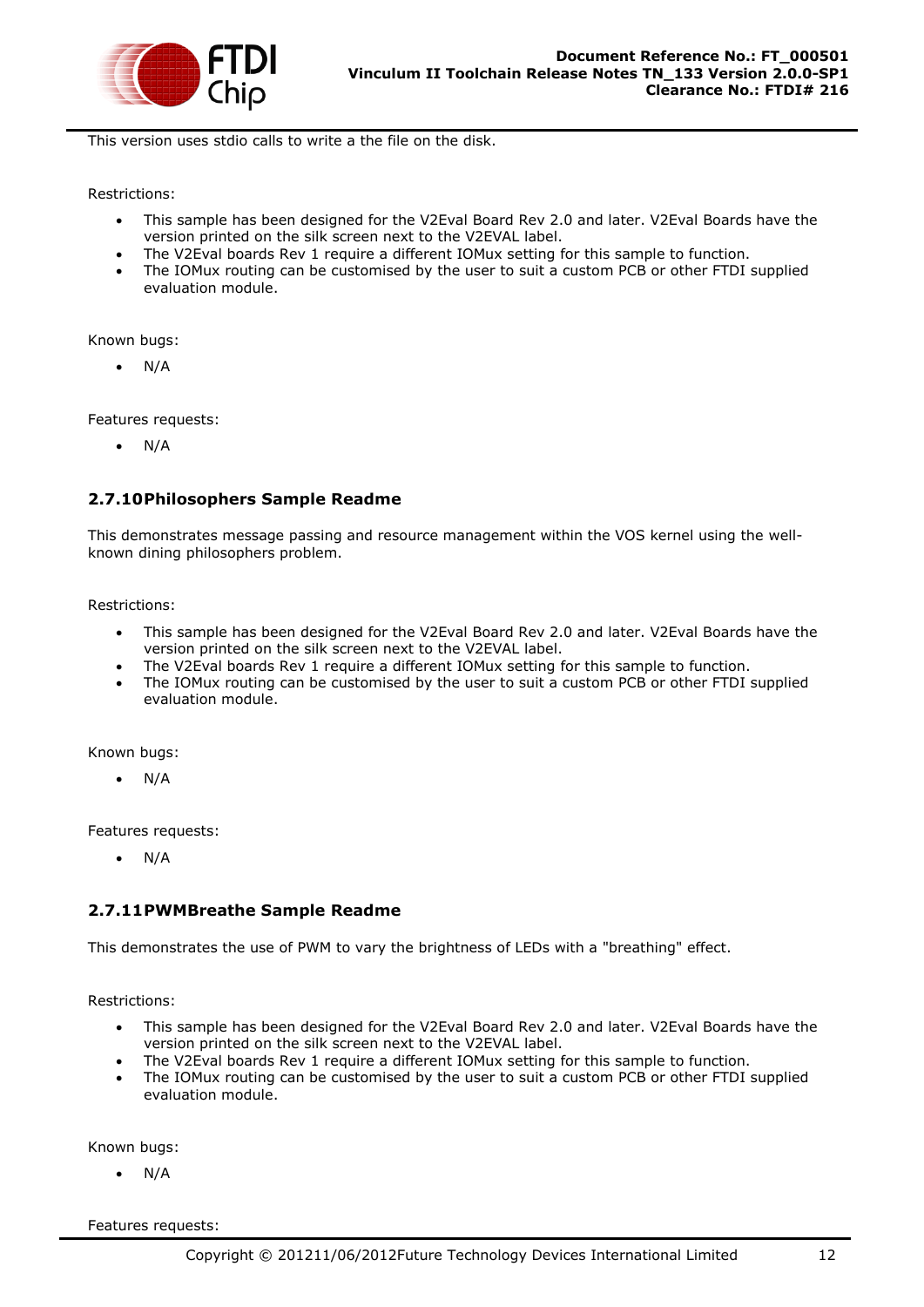This version uses stdio calls to write a the file on the disk.

Restrictions:

- This sample has been designed for the V2Eval Board Rev 2.0 and later. V2Eval Boards have the version printed on the silk screen next to the V2EVAL label.
- The V2Eval boards Rev 1 require a different IOMux setting for this sample to function.
- The IOMux routing can be customised by the user to suit a custom PCB or other FTDI supplied evaluation module.

Known bugs:

- N/A

Features requests:

- N/A

### 2.7.10 Philosophers Sample Readme

This demonstrates message passing and resource management within the VOS kernel using the well-known dining philosophers problem.

Restrictions:

- This sample has been designed for the V2Eval Board Rev 2.0 and later. V2Eval Boards have the version printed on the silk screen next to the V2EVAL label.
- The V2Eval boards Rev 1 require a different IOMux setting for this sample to function.
- The IOMux routing can be customised by the user to suit a custom PCB or other FTDI supplied evaluation module.

Known bugs:

- N/A

Features requests:

- N/A

### 2.7.11 PWMBreathe Sample Readme

This demonstrates the use of PWM to vary the brightness of LEDs with a "breathing" effect.

Restrictions:

- This sample has been designed for the V2Eval Board Rev 2.0 and later. V2Eval Boards have the version printed on the silk screen next to the V2EVAL label.
- The V2Eval boards Rev 1 require a different IOMux setting for this sample to function.
- The IOMux routing can be customised by the user to suit a custom PCB or other FTDI supplied evaluation module.

Known bugs:

- N/A

Features requests: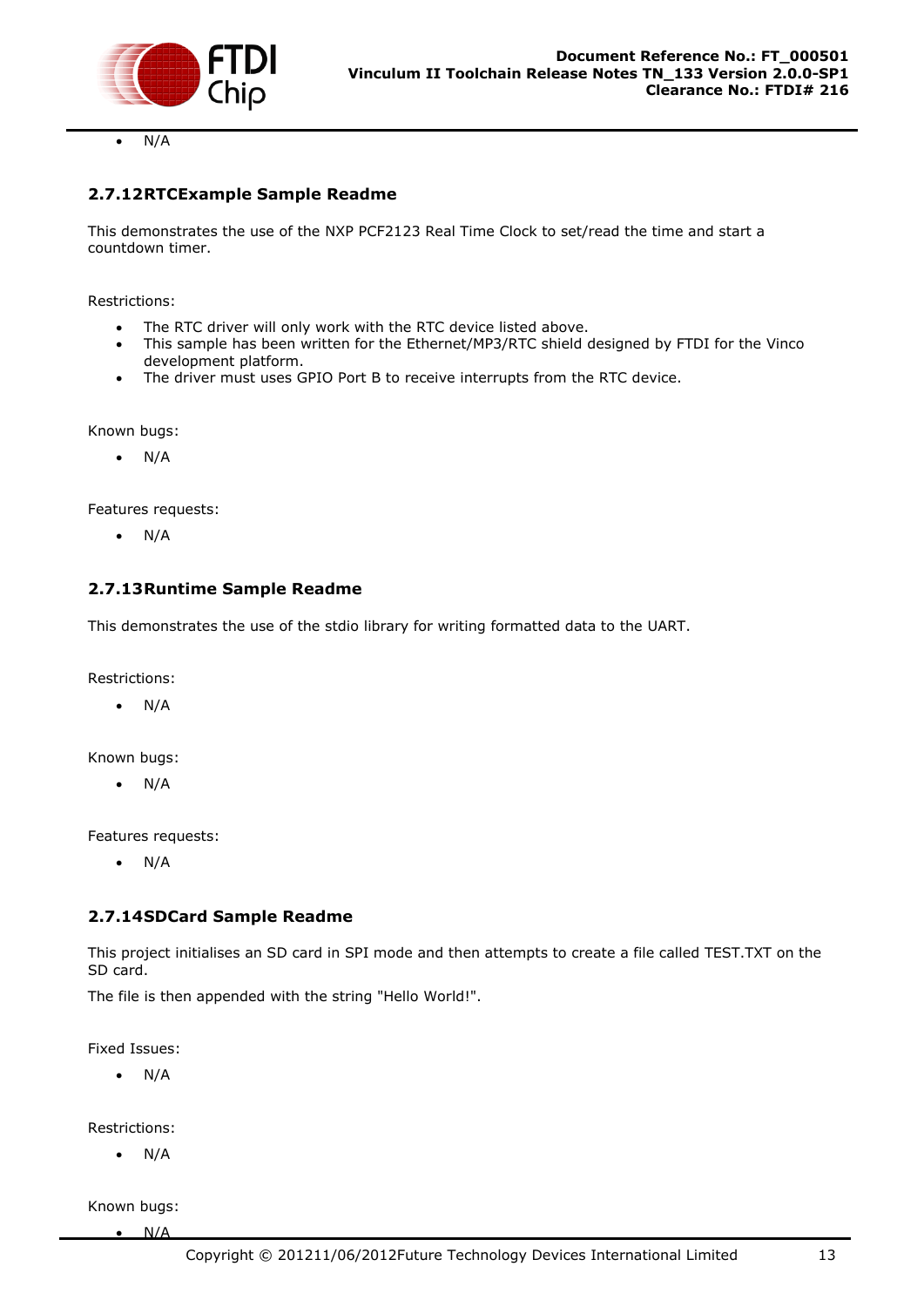- N/A

### 2.7.12 RTCExample Sample Readme

This demonstrates the use of the NXP PCF2123 Real Time Clock to set/read the time and start a countdown timer.

Restrictions:

- The RTC driver will only work with the RTC device listed above.
- This sample has been written for the Ethernet/MP3/RTC shield designed by FTDI for the Vinco development platform.
- The driver must uses GPIO Port B to receive interrupts from the RTC device.

Known bugs:

- N/A

Features requests:

- N/A

### 2.7.13 Runtime Sample Readme

This demonstrates the use of the stdio library for writing formatted data to the UART.

Restrictions:

- N/A

Known bugs:

- N/A

Features requests:

- N/A

### 2.7.14 SDCard Sample Readme

This project initialises an SD card in SPI mode and then attempts to create a file called TEST.TXT on the SD card.

The file is then appended with the string "Hello World!".

Fixed Issues:

- N/A

Restrictions:

- N/A

Known bugs:

- N/A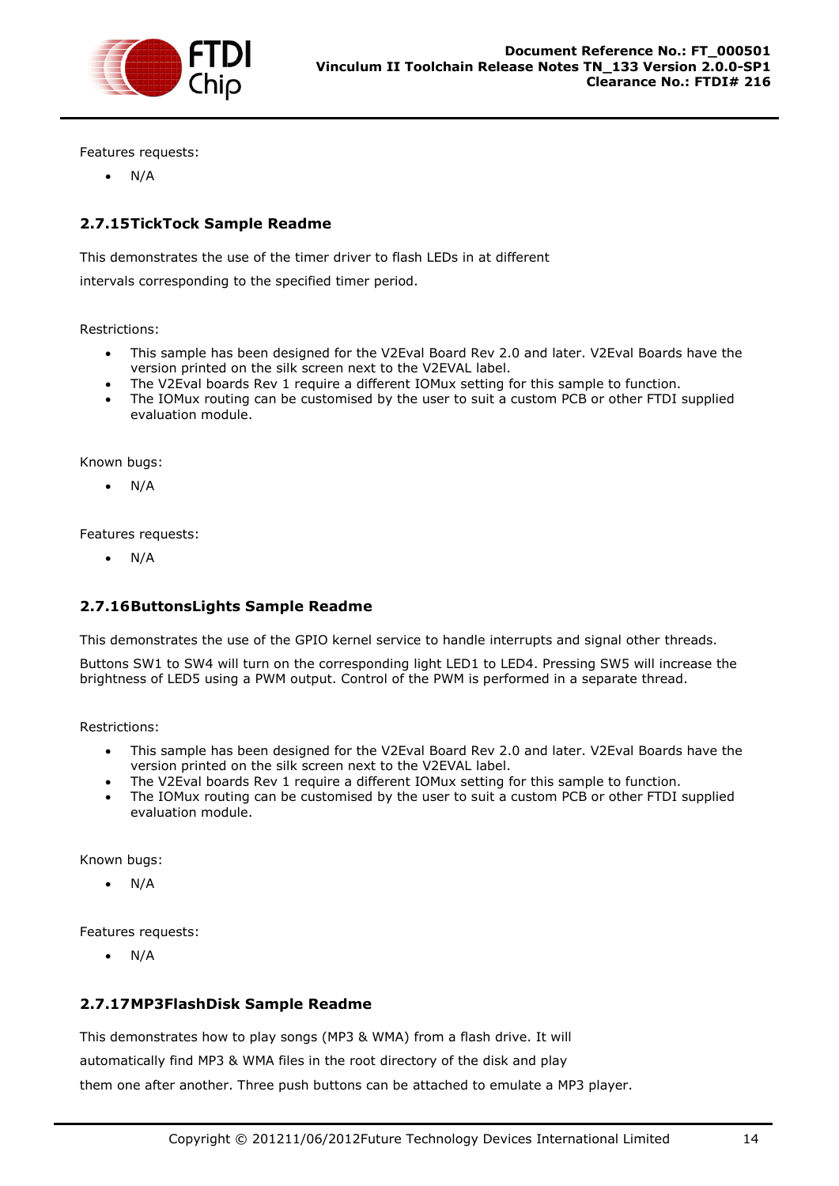Features requests:

- N/A

### 2.7.15 TickTock Sample Readme

This demonstrates the use of the timer driver to flash LEDs in at different

intervals corresponding to the specified timer period.

Restrictions:

- This sample has been designed for the V2Eval Board Rev 2.0 and later. V2Eval Boards have the version printed on the silk screen next to the V2EVAL label.
- The V2Eval boards Rev 1 require a different IOMux setting for this sample to function.
- The IOMux routing can be customised by the user to suit a custom PCB or other FTDI supplied evaluation module.

Known bugs:

- N/A

Features requests:

- N/A

### 2.7.16 ButtonsLights Sample Readme

This demonstrates the use of the GPIO kernel service to handle interrupts and signal other threads.

Buttons SW1 to SW4 will turn on the corresponding light LED1 to LED4. Pressing SW5 will increase the brightness of LED5 using a PWM output. Control of the PWM is performed in a separate thread.

Restrictions:

- This sample has been designed for the V2Eval Board Rev 2.0 and later. V2Eval Boards have the version printed on the silk screen next to the V2EVAL label.
- The V2Eval boards Rev 1 require a different IOMux setting for this sample to function.
- The IOMux routing can be customised by the user to suit a custom PCB or other FTDI supplied evaluation module.

Known bugs:

- N/A

Features requests:

- N/A

### 2.7.17 MP3FlashDisk Sample Readme

This demonstrates how to play songs (MP3 & WMA) from a flash drive. It will

automatically find MP3 & WMA files in the root directory of the disk and play

them one after another. Three push buttons can be attached to emulate a MP3 player.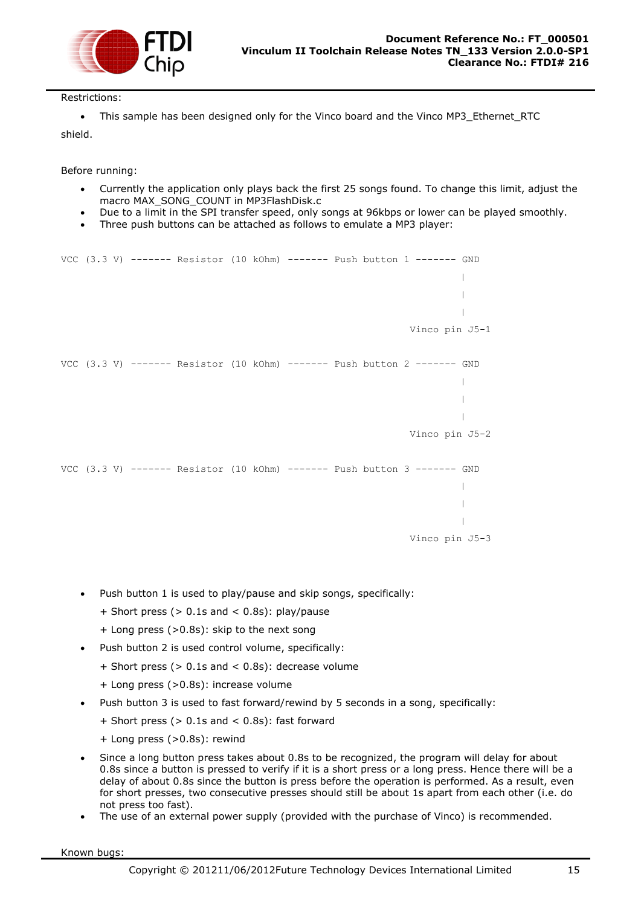Restrictions:

- This sample has been designed only for the Vinco board and the Vinco MP3_Ethernet_RTC

shield.

Before running:

- Currently the application only plays back the first 25 songs found. To change this limit, adjust the macro MAX_SONG_COUNT in MP3FlashDisk.c
- Due to a limit in the SPI transfer speed, only songs at 96kbps or lower can be played smoothly.
- Three push buttons can be attached as follows to emulate a MP3 player:

```
VCC (3.3 V) ------- Resistor (10 kOhm) ------- Push button 1 ------- GND
                                                                      |
                                                                      |
                                                                      |
                                                             Vinco pin J5-1

VCC (3.3 V) ------- Resistor (10 kOhm) ------- Push button 2 ------- GND
                                                                      |
                                                                      |
                                                                      |
                                                             Vinco pin J5-2

VCC (3.3 V) ------- Resistor (10 kOhm) ------- Push button 3 ------- GND
                                                                      |
                                                                      |
                                                                      |
                                                             Vinco pin J5-3
```

- Push button 1 is used to play/pause and skip songs, specifically:

  + Short press (> 0.1s and < 0.8s): play/pause

  + Long press (>0.8s): skip to the next song
- Push button 2 is used control volume, specifically:

  + Short press (> 0.1s and < 0.8s): decrease volume

  + Long press (>0.8s): increase volume
- Push button 3 is used to fast forward/rewind by 5 seconds in a song, specifically:

  + Short press (> 0.1s and < 0.8s): fast forward

  + Long press (>0.8s): rewind
- Since a long button press takes about 0.8s to be recognized, the program will delay for about 0.8s since a button is pressed to verify if it is a short press or a long press. Hence there will be a delay of about 0.8s since the button is press before the operation is performed. As a result, even for short presses, two consecutive presses should still be about 1s apart from each other (i.e. do not press too fast).
- The use of an external power supply (provided with the purchase of Vinco) is recommended.

Known bugs: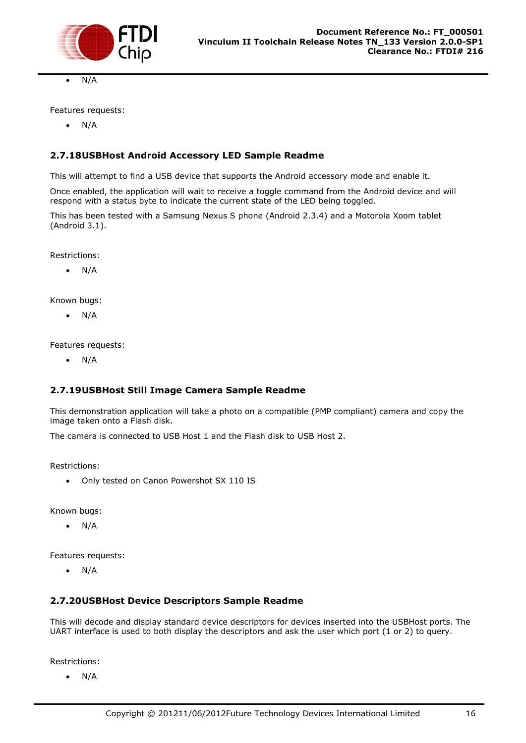- N/A

Features requests:

- N/A

### 2.7.18 USBHost Android Accessory LED Sample Readme

This will attempt to find a USB device that supports the Android accessory mode and enable it.

Once enabled, the application will wait to receive a toggle command from the Android device and will respond with a status byte to indicate the current state of the LED being toggled.

This has been tested with a Samsung Nexus S phone (Android 2.3.4) and a Motorola Xoom tablet (Android 3.1).

Restrictions:

- N/A

Known bugs:

- N/A

Features requests:

- N/A

### 2.7.19 USBHost Still Image Camera Sample Readme

This demonstration application will take a photo on a compatible (PMP compliant) camera and copy the image taken onto a Flash disk.

The camera is connected to USB Host 1 and the Flash disk to USB Host 2.

Restrictions:

- Only tested on Canon Powershot SX 110 IS

Known bugs:

- N/A

Features requests:

- N/A

### 2.7.20 USBHost Device Descriptors Sample Readme

This will decode and display standard device descriptors for devices inserted into the USBHost ports. The UART interface is used to both display the descriptors and ask the user which port (1 or 2) to query.

Restrictions:

- N/A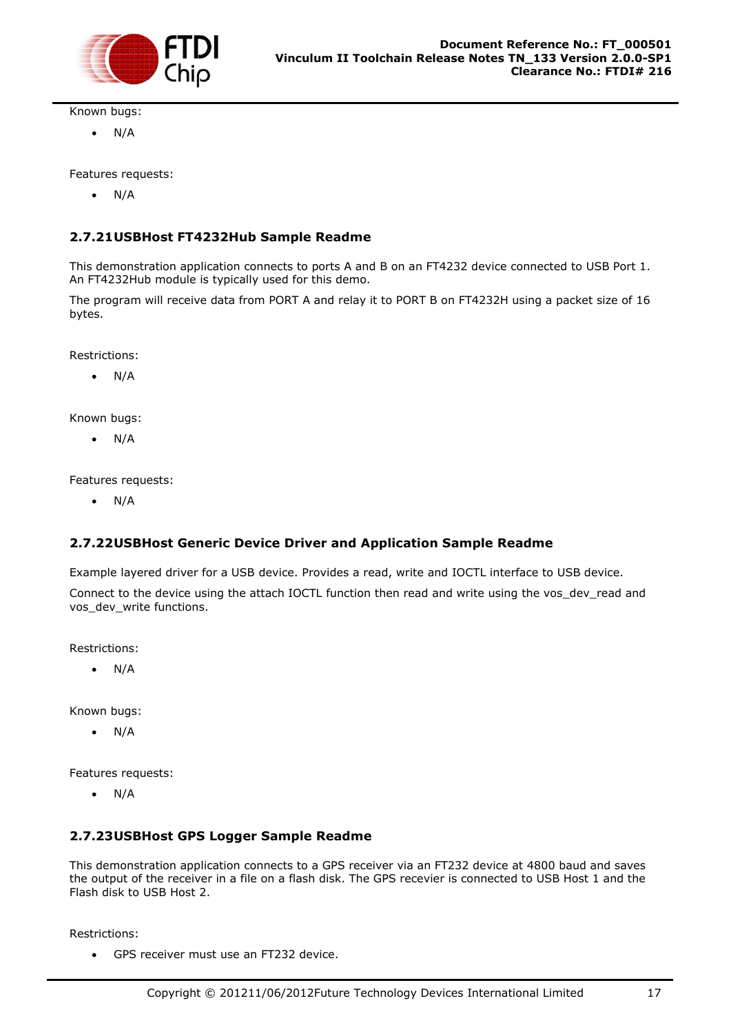Known bugs:

- N/A

Features requests:

- N/A

### 2.7.21 USBHost FT4232Hub Sample Readme

This demonstration application connects to ports A and B on an FT4232 device connected to USB Port 1. An FT4232Hub module is typically used for this demo.

The program will receive data from PORT A and relay it to PORT B on FT4232H using a packet size of 16 bytes.

Restrictions:

- N/A

Known bugs:

- N/A

Features requests:

- N/A

### 2.7.22 USBHost Generic Device Driver and Application Sample Readme

Example layered driver for a USB device. Provides a read, write and IOCTL interface to USB device.

Connect to the device using the attach IOCTL function then read and write using the vos_dev_read and vos_dev_write functions.

Restrictions:

- N/A

Known bugs:

- N/A

Features requests:

- N/A

### 2.7.23 USBHost GPS Logger Sample Readme

This demonstration application connects to a GPS receiver via an FT232 device at 4800 baud and saves the output of the receiver in a file on a flash disk. The GPS recevier is connected to USB Host 1 and the Flash disk to USB Host 2.

Restrictions:

- GPS receiver must use an FT232 device.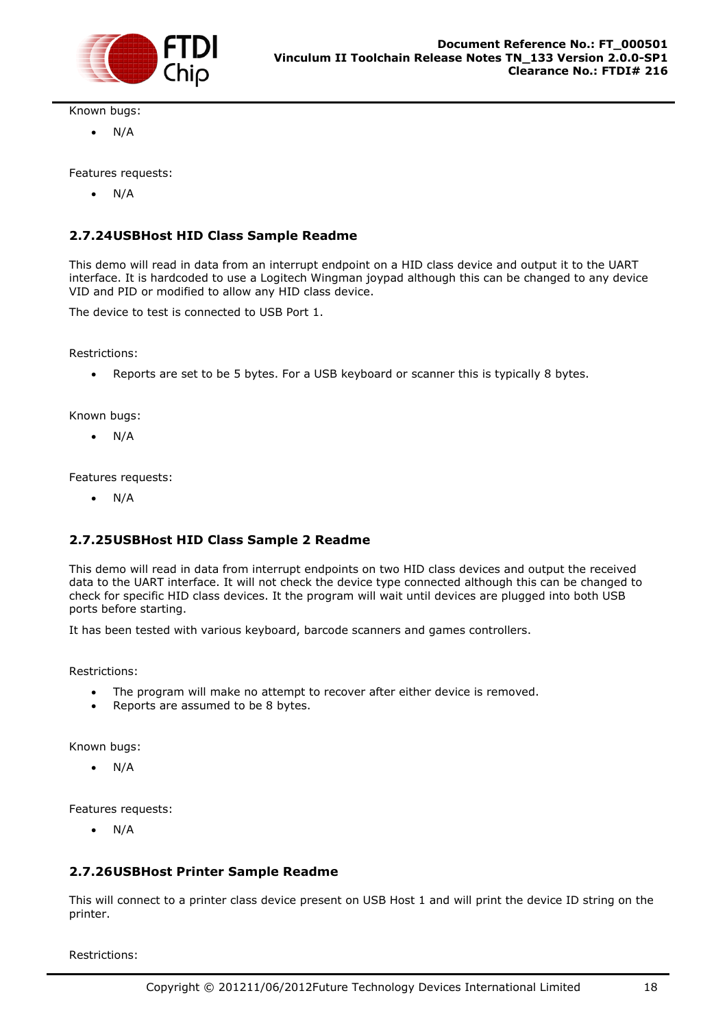Known bugs:

- N/A

Features requests:

- N/A

### 2.7.24USBHost HID Class Sample Readme

This demo will read in data from an interrupt endpoint on a HID class device and output it to the UART interface. It is hardcoded to use a Logitech Wingman joypad although this can be changed to any device VID and PID or modified to allow any HID class device.

The device to test is connected to USB Port 1.

Restrictions:

- Reports are set to be 5 bytes. For a USB keyboard or scanner this is typically 8 bytes.

Known bugs:

- N/A

Features requests:

- N/A

### 2.7.25USBHost HID Class Sample 2 Readme

This demo will read in data from interrupt endpoints on two HID class devices and output the received data to the UART interface. It will not check the device type connected although this can be changed to check for specific HID class devices. It the program will wait until devices are plugged into both USB ports before starting.

It has been tested with various keyboard, barcode scanners and games controllers.

Restrictions:

- The program will make no attempt to recover after either device is removed.
- Reports are assumed to be 8 bytes.

Known bugs:

- N/A

Features requests:

- N/A

### 2.7.26USBHost Printer Sample Readme

This will connect to a printer class device present on USB Host 1 and will print the device ID string on the printer.

Restrictions: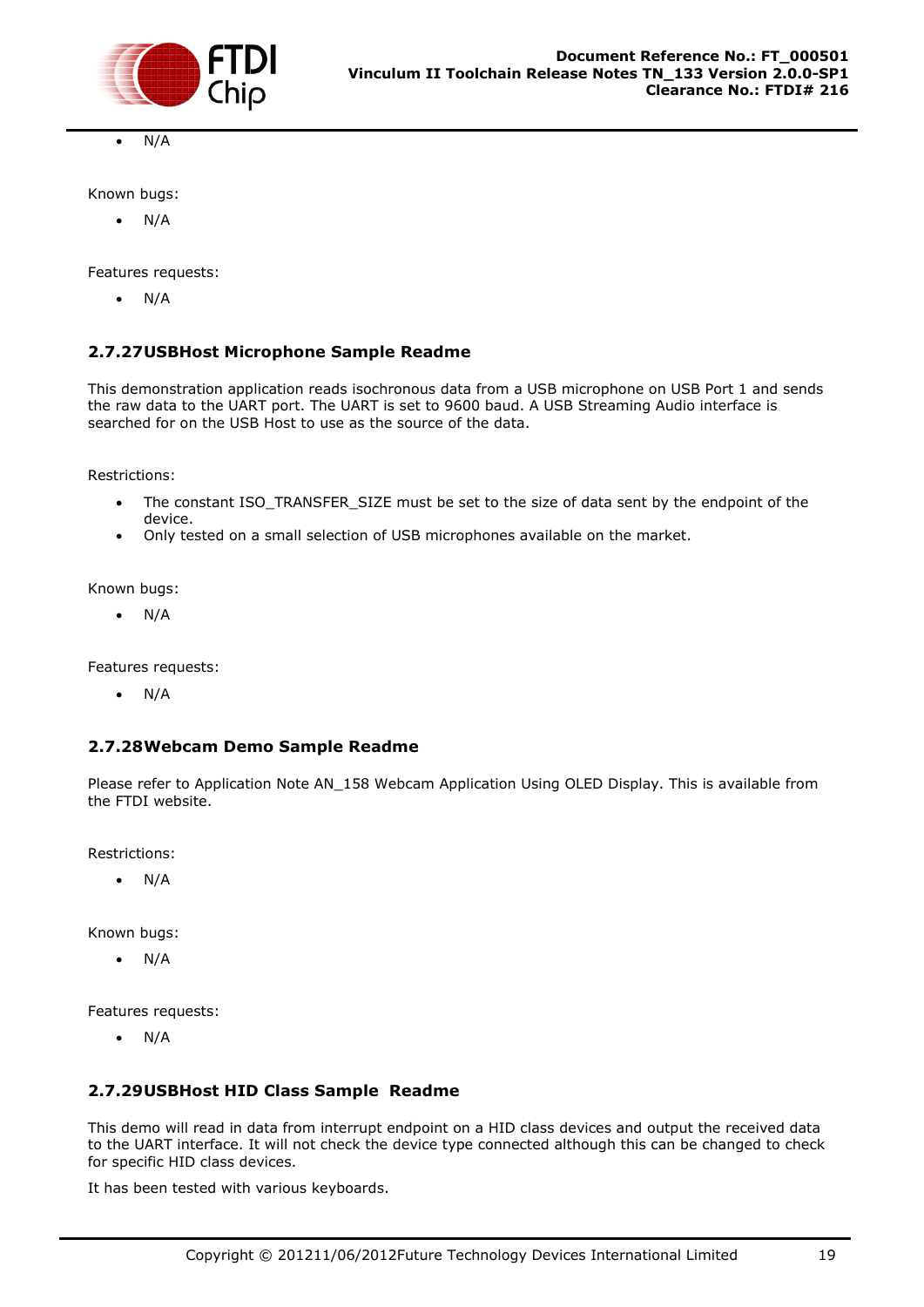- N/A

Known bugs:

- N/A

Features requests:

- N/A

### 2.7.27 USBHost Microphone Sample Readme

This demonstration application reads isochronous data from a USB microphone on USB Port 1 and sends the raw data to the UART port. The UART is set to 9600 baud. A USB Streaming Audio interface is searched for on the USB Host to use as the source of the data.

Restrictions:

- The constant ISO_TRANSFER_SIZE must be set to the size of data sent by the endpoint of the device.
- Only tested on a small selection of USB microphones available on the market.

Known bugs:

- N/A

Features requests:

- N/A

### 2.7.28 Webcam Demo Sample Readme

Please refer to Application Note AN_158 Webcam Application Using OLED Display. This is available from the FTDI website.

Restrictions:

- N/A

Known bugs:

- N/A

Features requests:

- N/A

### 2.7.29 USBHost HID Class Sample Readme

This demo will read in data from interrupt endpoint on a HID class devices and output the received data to the UART interface. It will not check the device type connected although this can be changed to check for specific HID class devices.

It has been tested with various keyboards.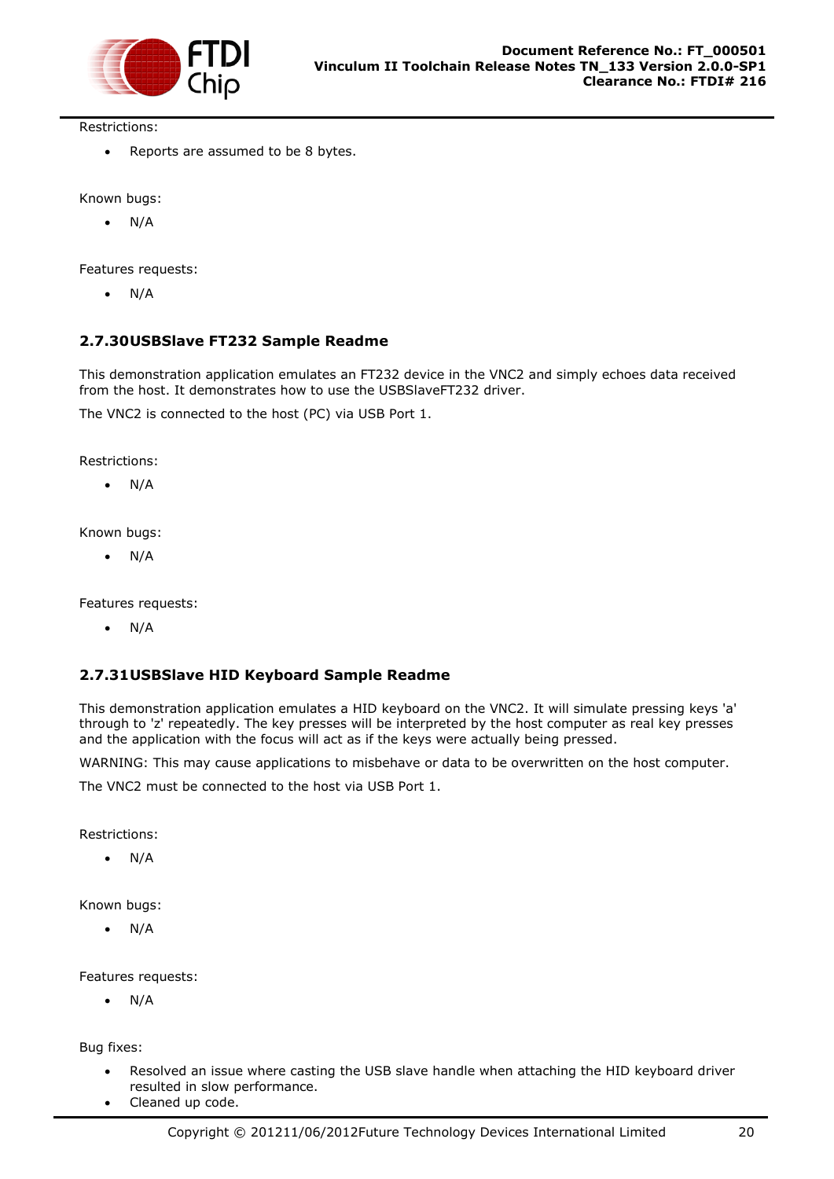Restrictions:

- Reports are assumed to be 8 bytes.

Known bugs:

- N/A

Features requests:

- N/A

### 2.7.30 USBSlave FT232 Sample Readme

This demonstration application emulates an FT232 device in the VNC2 and simply echoes data received from the host. It demonstrates how to use the USBSlaveFT232 driver.

The VNC2 is connected to the host (PC) via USB Port 1.

Restrictions:

- N/A

Known bugs:

- N/A

Features requests:

- N/A

### 2.7.31 USBSlave HID Keyboard Sample Readme

This demonstration application emulates a HID keyboard on the VNC2. It will simulate pressing keys 'a' through to 'z' repeatedly. The key presses will be interpreted by the host computer as real key presses and the application with the focus will act as if the keys were actually being pressed.

WARNING: This may cause applications to misbehave or data to be overwritten on the host computer.

The VNC2 must be connected to the host via USB Port 1.

Restrictions:

- N/A

Known bugs:

- N/A

Features requests:

- N/A

Bug fixes:

- Resolved an issue where casting the USB slave handle when attaching the HID keyboard driver resulted in slow performance.
- Cleaned up code.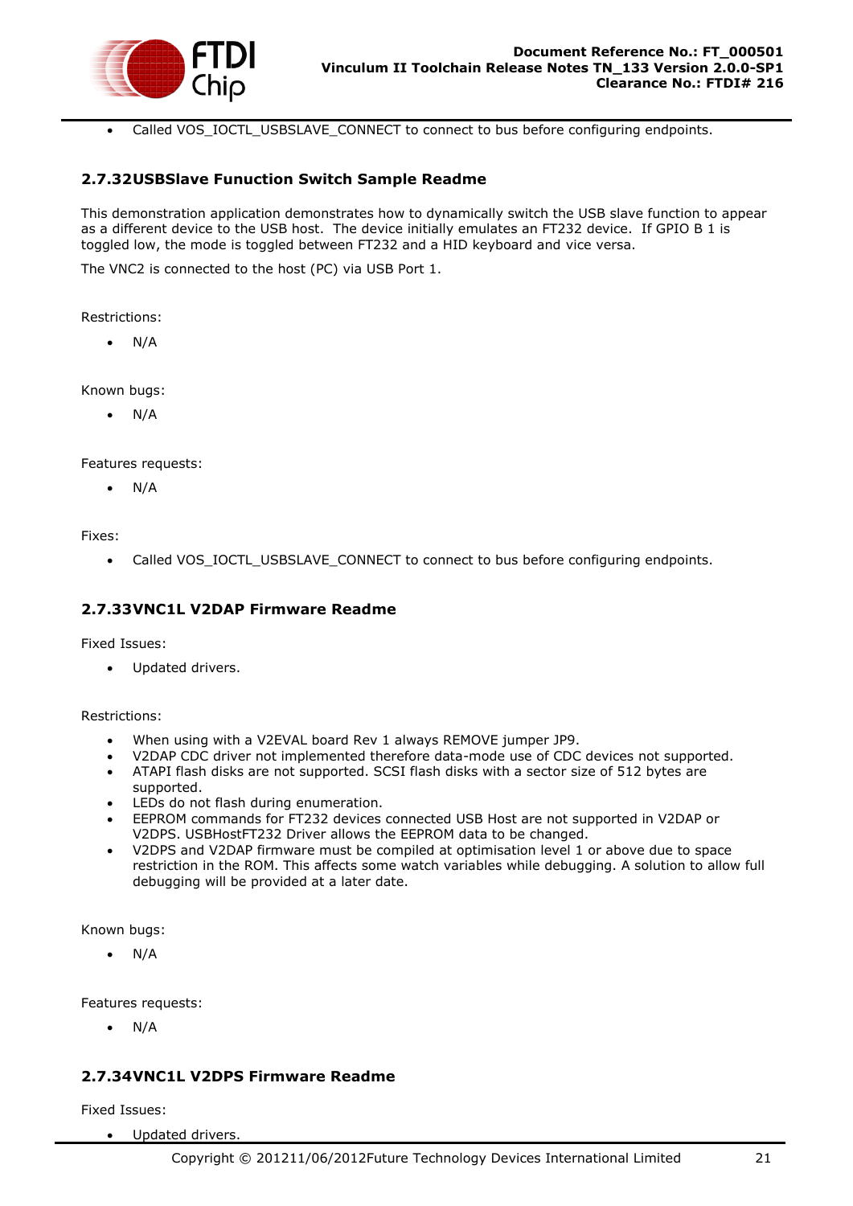- Called VOS_IOCTL_USBSLAVE_CONNECT to connect to bus before configuring endpoints.

### 2.7.32USBSlave Funuction Switch Sample Readme

This demonstration application demonstrates how to dynamically switch the USB slave function to appear as a different device to the USB host. The device initially emulates an FT232 device. If GPIO B 1 is toggled low, the mode is toggled between FT232 and a HID keyboard and vice versa.

The VNC2 is connected to the host (PC) via USB Port 1.

Restrictions:

- N/A

Known bugs:

- N/A

Features requests:

- N/A

Fixes:

- Called VOS_IOCTL_USBSLAVE_CONNECT to connect to bus before configuring endpoints.

### 2.7.33VNC1L V2DAP Firmware Readme

Fixed Issues:

- Updated drivers.

Restrictions:

- When using with a V2EVAL board Rev 1 always REMOVE jumper JP9.
- V2DAP CDC driver not implemented therefore data-mode use of CDC devices not supported.
- ATAPI flash disks are not supported. SCSI flash disks with a sector size of 512 bytes are supported.
- LEDs do not flash during enumeration.
- EEPROM commands for FT232 devices connected USB Host are not supported in V2DAP or V2DPS. USBHostFT232 Driver allows the EEPROM data to be changed.
- V2DPS and V2DAP firmware must be compiled at optimisation level 1 or above due to space restriction in the ROM. This affects some watch variables while debugging. A solution to allow full debugging will be provided at a later date.

Known bugs:

- N/A

Features requests:

- N/A

### 2.7.34VNC1L V2DPS Firmware Readme

Fixed Issues:

- Updated drivers.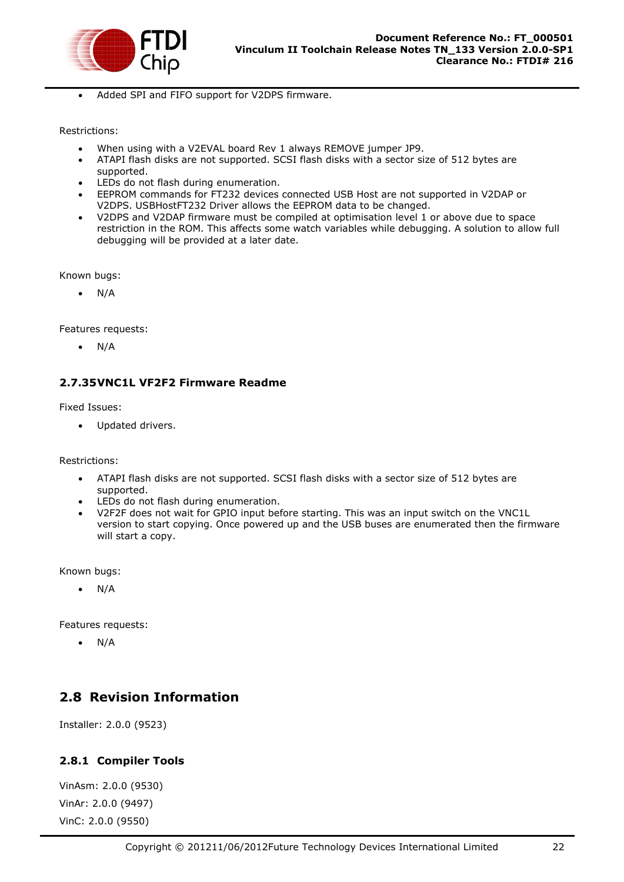- Added SPI and FIFO support for V2DPS firmware.

Restrictions:

- When using with a V2EVAL board Rev 1 always REMOVE jumper JP9.
- ATAPI flash disks are not supported. SCSI flash disks with a sector size of 512 bytes are supported.
- LEDs do not flash during enumeration.
- EEPROM commands for FT232 devices connected USB Host are not supported in V2DAP or V2DPS. USBHostFT232 Driver allows the EEPROM data to be changed.
- V2DPS and V2DAP firmware must be compiled at optimisation level 1 or above due to space restriction in the ROM. This affects some watch variables while debugging. A solution to allow full debugging will be provided at a later date.

Known bugs:

- N/A

Features requests:

- N/A

### 2.7.35 VNC1L VF2F2 Firmware Readme

Fixed Issues:

- Updated drivers.

Restrictions:

- ATAPI flash disks are not supported. SCSI flash disks with a sector size of 512 bytes are supported.
- LEDs do not flash during enumeration.
- V2F2F does not wait for GPIO input before starting. This was an input switch on the VNC1L version to start copying. Once powered up and the USB buses are enumerated then the firmware will start a copy.

Known bugs:

- N/A

Features requests:

- N/A

## 2.8 Revision Information

Installer: 2.0.0 (9523)

### 2.8.1 Compiler Tools

VinAsm: 2.0.0 (9530)

VinAr: 2.0.0 (9497)

VinC: 2.0.0 (9550)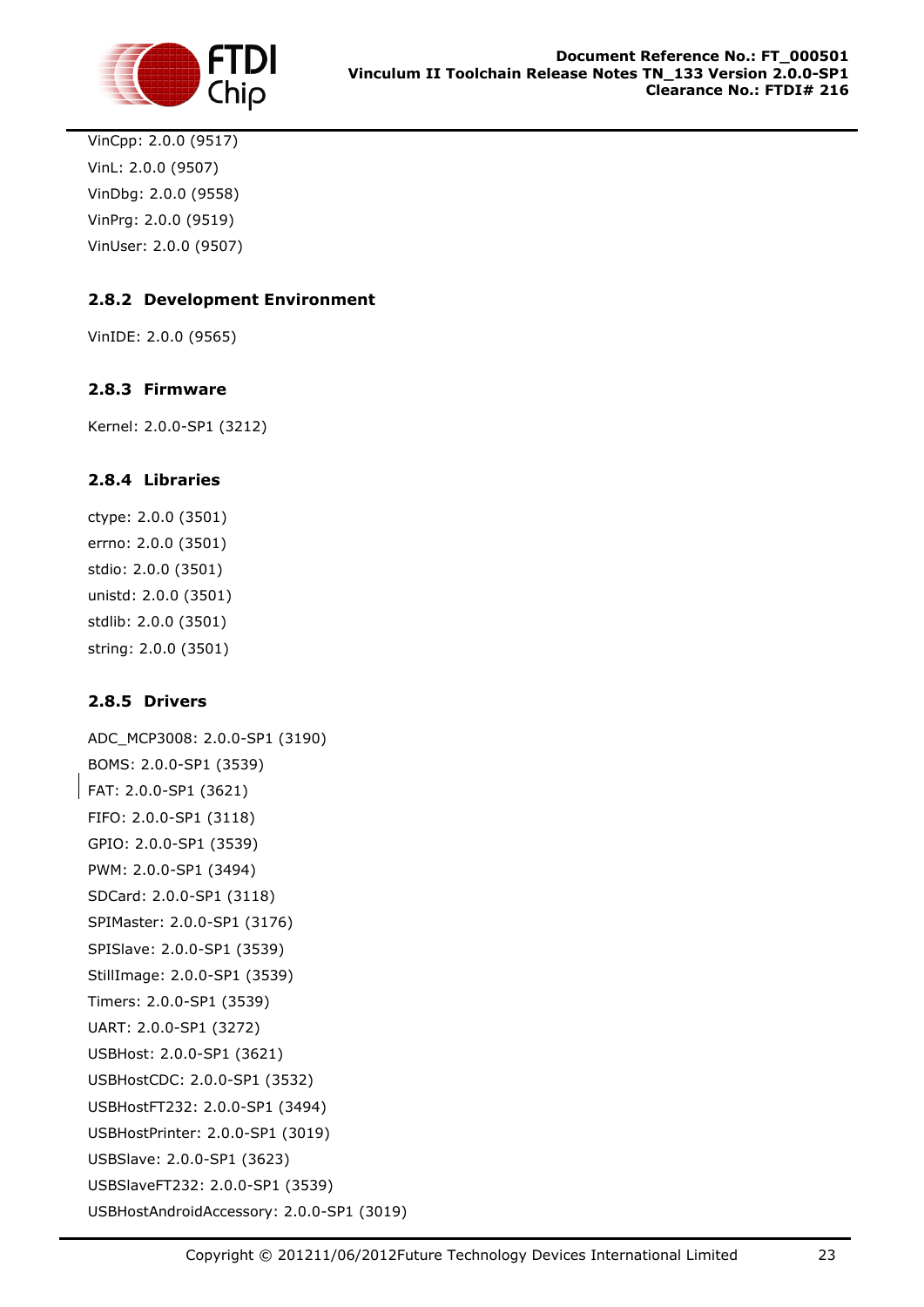VinCpp: 2.0.0 (9517)

VinL: 2.0.0 (9507)

VinDbg: 2.0.0 (9558)

VinPrg: 2.0.0 (9519)

VinUser: 2.0.0 (9507)

### 2.8.2 Development Environment

VinIDE: 2.0.0 (9565)

### 2.8.3 Firmware

Kernel: 2.0.0-SP1 (3212)

### 2.8.4 Libraries

ctype: 2.0.0 (3501)

errno: 2.0.0 (3501)

stdio: 2.0.0 (3501)

unistd: 2.0.0 (3501)

stdlib: 2.0.0 (3501)

string: 2.0.0 (3501)

### 2.8.5 Drivers

ADC_MCP3008: 2.0.0-SP1 (3190)

BOMS: 2.0.0-SP1 (3539)

FAT: 2.0.0-SP1 (3621)

FIFO: 2.0.0-SP1 (3118)

GPIO: 2.0.0-SP1 (3539)

PWM: 2.0.0-SP1 (3494)

SDCard: 2.0.0-SP1 (3118)

SPIMaster: 2.0.0-SP1 (3176)

SPISlave: 2.0.0-SP1 (3539)

StillImage: 2.0.0-SP1 (3539)

Timers: 2.0.0-SP1 (3539)

UART: 2.0.0-SP1 (3272)

USBHost: 2.0.0-SP1 (3621)

USBHostCDC: 2.0.0-SP1 (3532)

USBHostFT232: 2.0.0-SP1 (3494)

USBHostPrinter: 2.0.0-SP1 (3019)

USBSlave: 2.0.0-SP1 (3623)

USBSlaveFT232: 2.0.0-SP1 (3539)

USBHostAndroidAccessory: 2.0.0-SP1 (3019)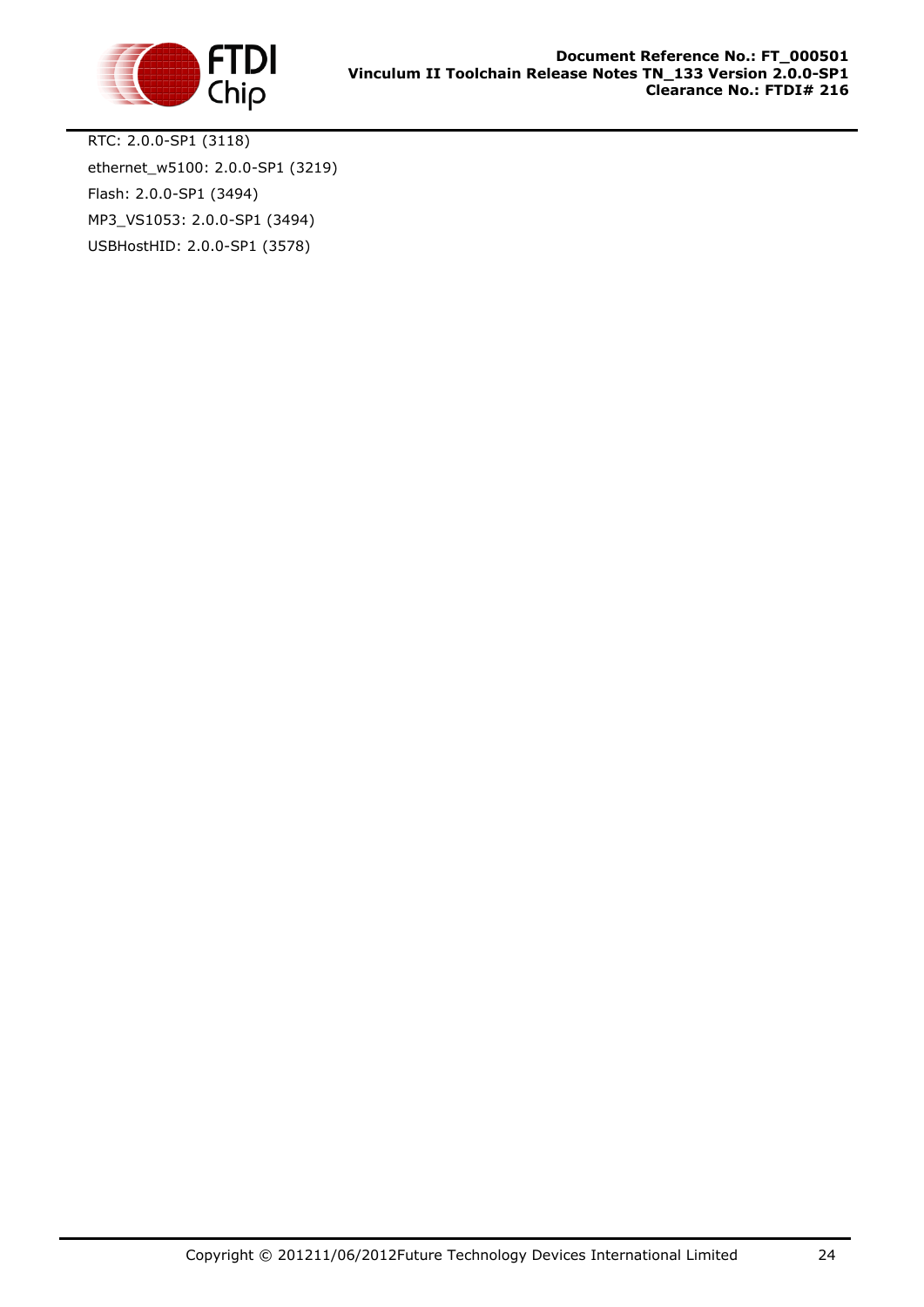RTC: 2.0.0-SP1 (3118)

ethernet_w5100: 2.0.0-SP1 (3219)

Flash: 2.0.0-SP1 (3494)

MP3_VS1053: 2.0.0-SP1 (3494)

USBHostHID: 2.0.0-SP1 (3578)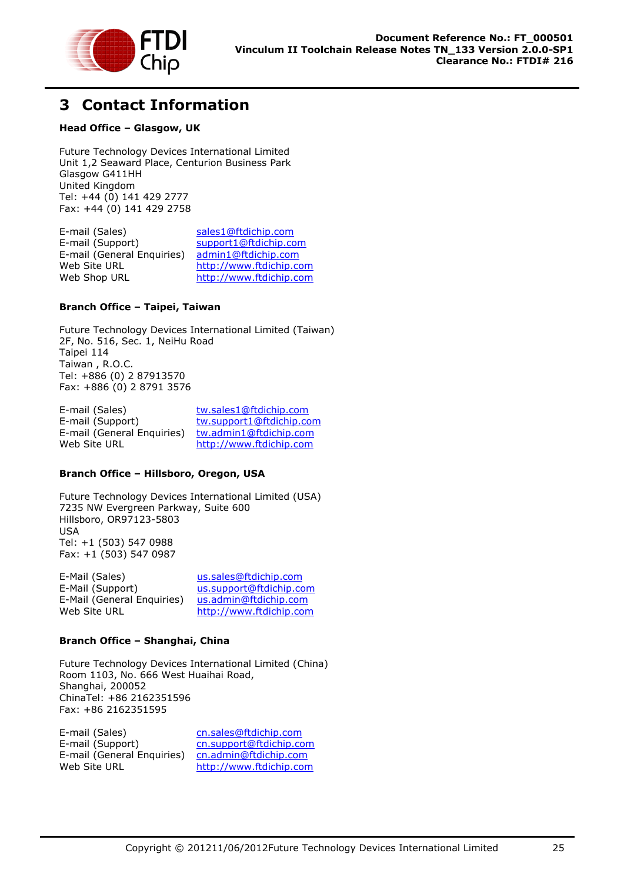# 3 Contact Information

**Head Office – Glasgow, UK**

Future Technology Devices International Limited
Unit 1,2 Seaward Place, Centurion Business Park
Glasgow G411HH
United Kingdom
Tel: +44 (0) 141 429 2777
Fax: +44 (0) 141 429 2758

| | |
|---|---|
| E-mail (Sales) | sales1@ftdichip.com |
| E-mail (Support) | support1@ftdichip.com |
| E-mail (General Enquiries) | admin1@ftdichip.com |
| Web Site URL | http://www.ftdichip.com |
| Web Shop URL | http://www.ftdichip.com |

**Branch Office – Taipei, Taiwan**

Future Technology Devices International Limited (Taiwan)
2F, No. 516, Sec. 1, NeiHu Road
Taipei 114
Taiwan , R.O.C.
Tel: +886 (0) 2 87913570
Fax: +886 (0) 2 8791 3576

| | |
|---|---|
| E-mail (Sales) | tw.sales1@ftdichip.com |
| E-mail (Support) | tw.support1@ftdichip.com |
| E-mail (General Enquiries) | tw.admin1@ftdichip.com |
| Web Site URL | http://www.ftdichip.com |

**Branch Office – Hillsboro, Oregon, USA**

Future Technology Devices International Limited (USA)
7235 NW Evergreen Parkway, Suite 600
Hillsboro, OR97123-5803
USA
Tel: +1 (503) 547 0988
Fax: +1 (503) 547 0987

| | |
|---|---|
| E-Mail (Sales) | us.sales@ftdichip.com |
| E-Mail (Support) | us.support@ftdichip.com |
| E-Mail (General Enquiries) | us.admin@ftdichip.com |
| Web Site URL | http://www.ftdichip.com |

**Branch Office – Shanghai, China**

Future Technology Devices International Limited (China)
Room 1103, No. 666 West Huaihai Road,
Shanghai, 200052
ChinaTel: +86 2162351596
Fax: +86 2162351595

| | |
|---|---|
| E-mail (Sales) | cn.sales@ftdichip.com |
| E-mail (Support) | cn.support@ftdichip.com |
| E-mail (General Enquiries) | cn.admin@ftdichip.com |
| Web Site URL | http://www.ftdichip.com |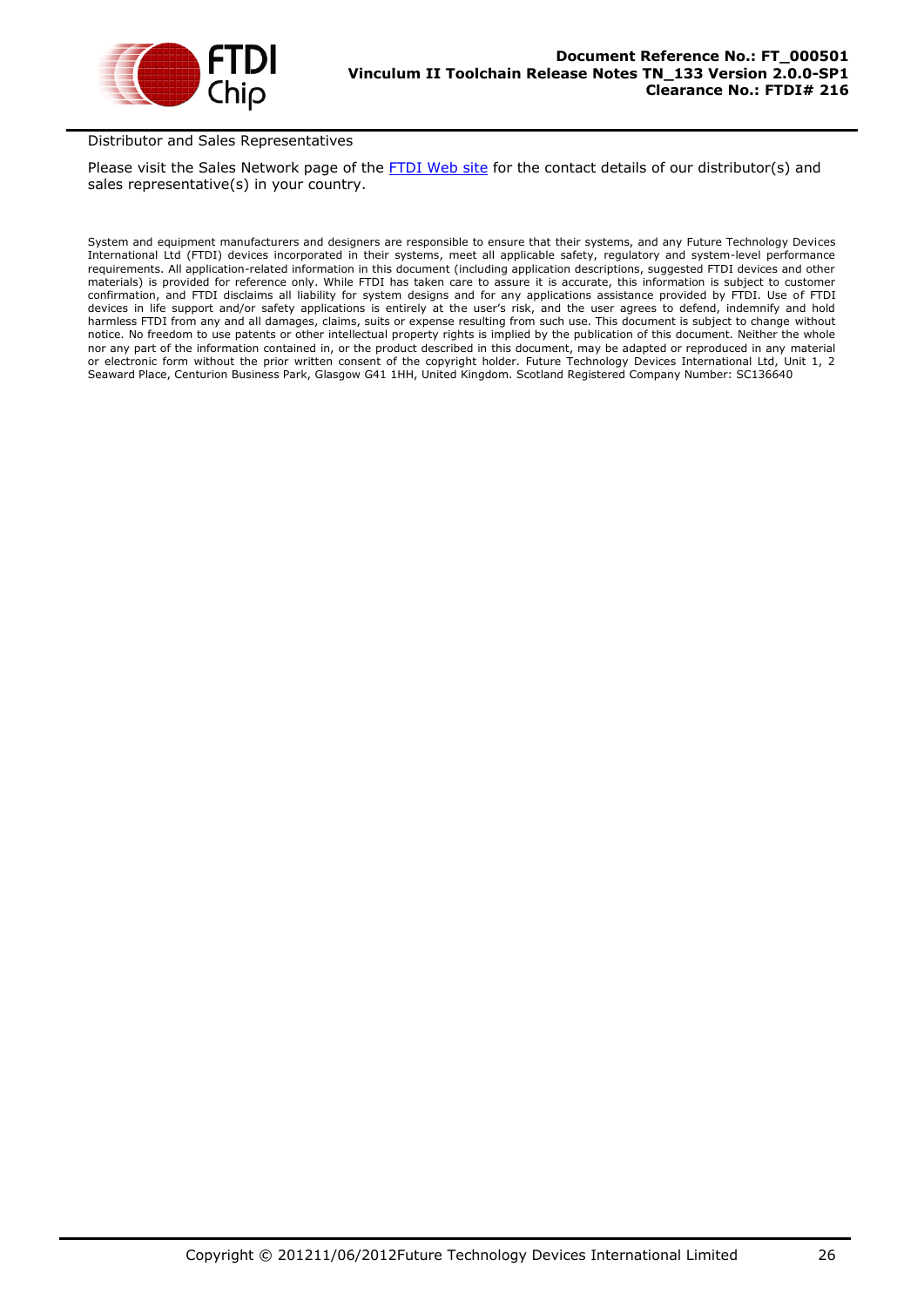Distributor and Sales Representatives

Please visit the Sales Network page of the [FTDI Web site](FTDI Web site) for the contact details of our distributor(s) and sales representative(s) in your country.

System and equipment manufacturers and designers are responsible to ensure that their systems, and any Future Technology Devices International Ltd (FTDI) devices incorporated in their systems, meet all applicable safety, regulatory and system-level performance requirements. All application-related information in this document (including application descriptions, suggested FTDI devices and other materials) is provided for reference only. While FTDI has taken care to assure it is accurate, this information is subject to customer confirmation, and FTDI disclaims all liability for system designs and for any applications assistance provided by FTDI. Use of FTDI devices in life support and/or safety applications is entirely at the user's risk, and the user agrees to defend, indemnify and hold harmless FTDI from any and all damages, claims, suits or expense resulting from such use. This document is subject to change without notice. No freedom to use patents or other intellectual property rights is implied by the publication of this document. Neither the whole nor any part of the information contained in, or the product described in this document, may be adapted or reproduced in any material or electronic form without the prior written consent of the copyright holder. Future Technology Devices International Ltd, Unit 1, 2 Seaward Place, Centurion Business Park, Glasgow G41 1HH, United Kingdom. Scotland Registered Company Number: SC136640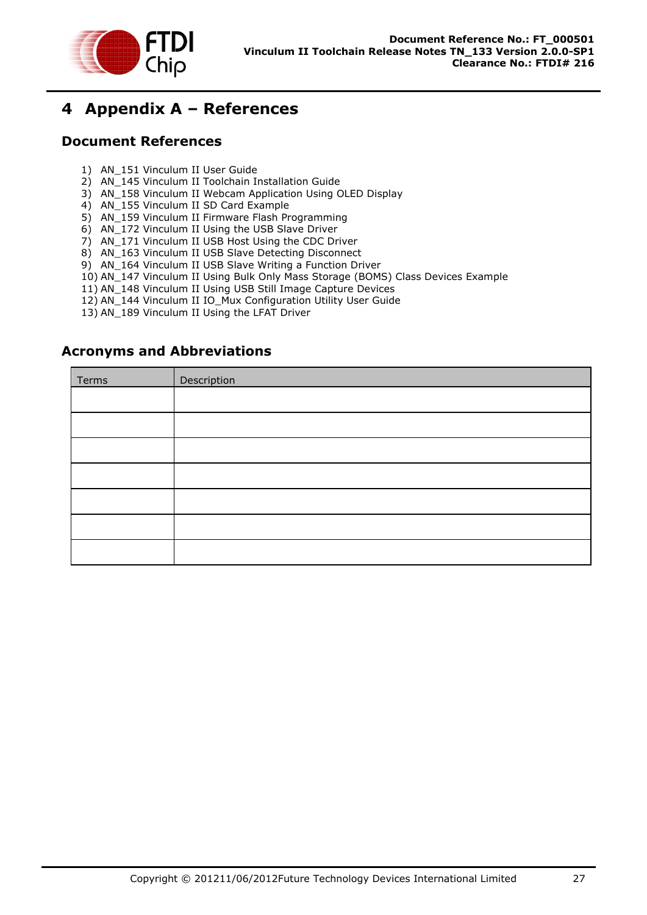# 4 Appendix A – References

## Document References

1) AN_151 Vinculum II User Guide
2) AN_145 Vinculum II Toolchain Installation Guide
3) AN_158 Vinculum II Webcam Application Using OLED Display
4) AN_155 Vinculum II SD Card Example
5) AN_159 Vinculum II Firmware Flash Programming
6) AN_172 Vinculum II Using the USB Slave Driver
7) AN_171 Vinculum II USB Host Using the CDC Driver
8) AN_163 Vinculum II USB Slave Detecting Disconnect
9) AN_164 Vinculum II USB Slave Writing a Function Driver
10) AN_147 Vinculum II Using Bulk Only Mass Storage (BOMS) Class Devices Example
11) AN_148 Vinculum II Using USB Still Image Capture Devices
12) AN_144 Vinculum II IO_Mux Configuration Utility User Guide
13) AN_189 Vinculum II Using the LFAT Driver

## Acronyms and Abbreviations

| Terms | Description |
|---|---|
| | |
| | |
| | |
| | |
| | |
| | |
| | |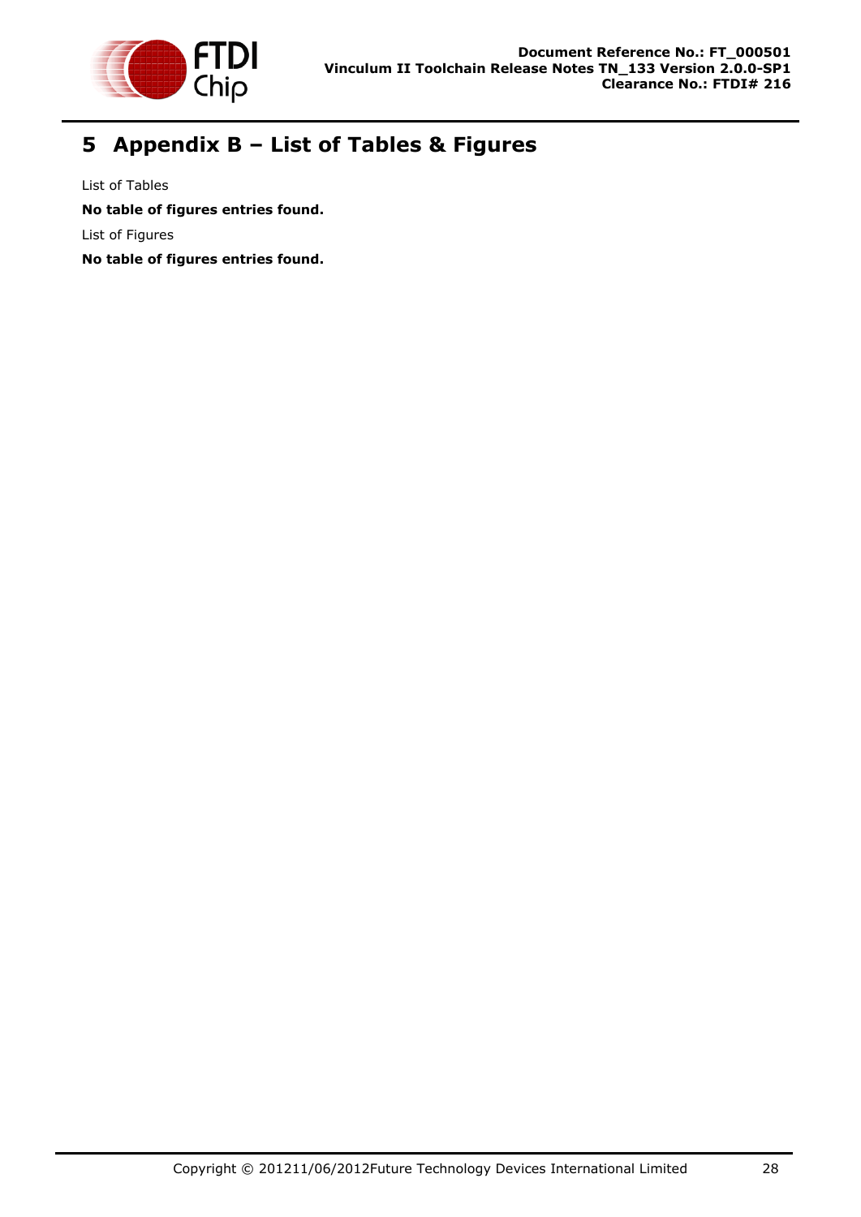# 5 Appendix B – List of Tables & Figures

List of Tables

**No table of figures entries found.**

List of Figures

**No table of figures entries found.**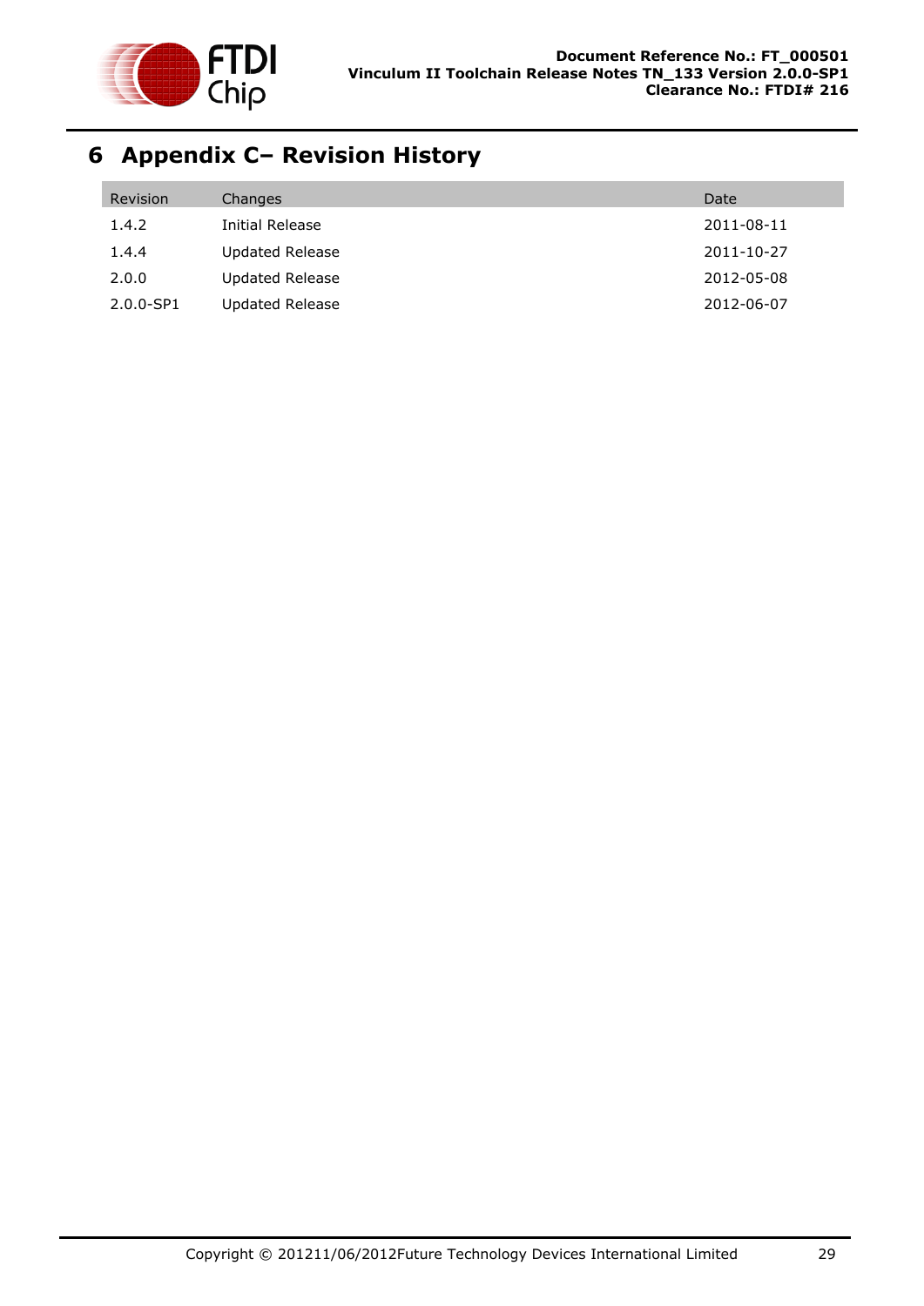# 6 Appendix C– Revision History

| Revision | Changes | Date |
| --- | --- | --- |
| 1.4.2 | Initial Release | 2011-08-11 |
| 1.4.4 | Updated Release | 2011-10-27 |
| 2.0.0 | Updated Release | 2012-05-08 |
| 2.0.0-SP1 | Updated Release | 2012-06-07 |